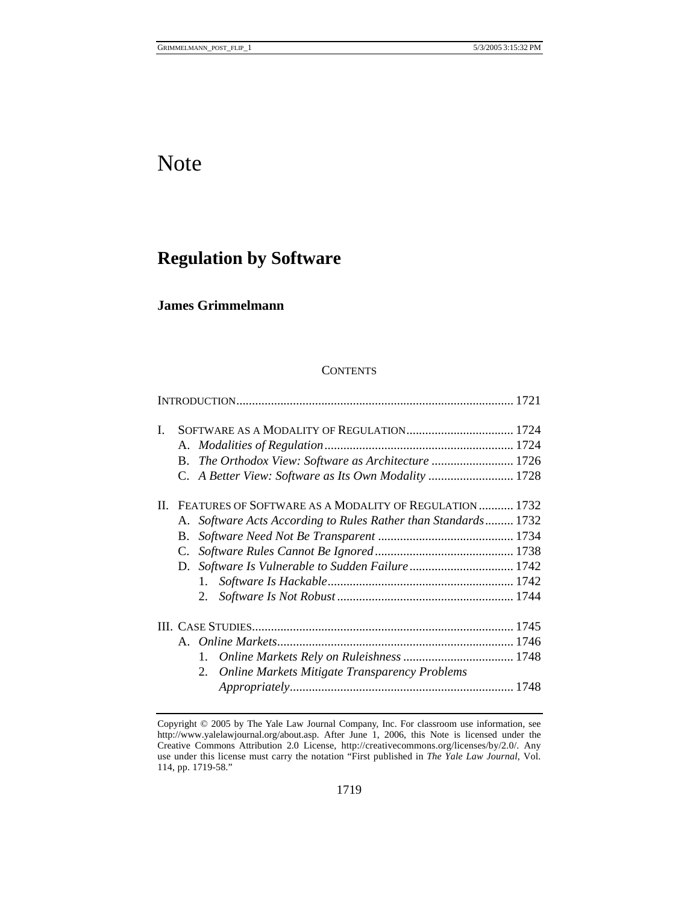# Note

## Regulation by Software

**James Grimmelmann**

CONTENTS

| | |
|---|---|
| INTRODUCTION | 1721 |
| I. SOFTWARE AS A MODALITY OF REGULATION | 1724 |
| A. *Modalities of Regulation* | 1724 |
| B. *The Orthodox View: Software as Architecture* | 1726 |
| C. *A Better View: Software as Its Own Modality* | 1728 |
| II. FEATURES OF SOFTWARE AS A MODALITY OF REGULATION | 1732 |
| A. *Software Acts According to Rules Rather than Standards* | 1732 |
| B. *Software Need Not Be Transparent* | 1734 |
| C. *Software Rules Cannot Be Ignored* | 1738 |
| D. *Software Is Vulnerable to Sudden Failure* | 1742 |
| 1. *Software Is Hackable* | 1742 |
| 2. *Software Is Not Robust* | 1744 |
| III. CASE STUDIES | 1745 |
| A. *Online Markets* | 1746 |
| 1. *Online Markets Rely on Ruleishness* | 1748 |
| 2. *Online Markets Mitigate Transparency Problems Appropriately* | 1748 |

Copyright © 2005 by The Yale Law Journal Company, Inc. For classroom use information, see http://www.yalelawjournal.org/about.asp. After June 1, 2006, this Note is licensed under the Creative Commons Attribution 2.0 License, http://creativecommons.org/licenses/by/2.0/. Any use under this license must carry the notation "First published in *The Yale Law Journal*, Vol. 114, pp. 1719-58."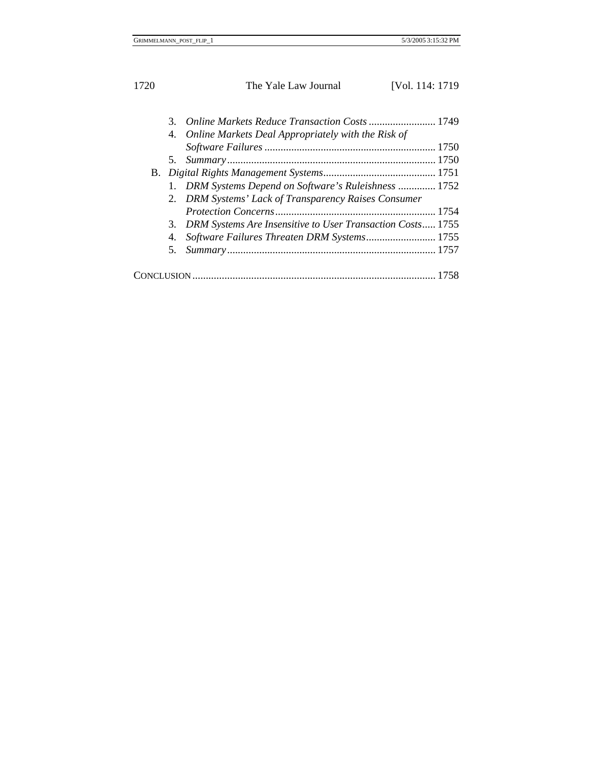3. *Online Markets Reduce Transaction Costs* ......................... 1749
4. *Online Markets Deal Appropriately with the Risk of Software Failures* ............................................................... 1750
5. *Summary* ............................................................................. 1750

B. *Digital Rights Management Systems*.......................................... 1751

1. *DRM Systems Depend on Software's Ruleishness* ............. 1752
2. *DRM Systems' Lack of Transparency Raises Consumer Protection Concerns*........................................................... 1754
3. *DRM Systems Are Insensitive to User Transaction Costs*..... 1755
4. *Software Failures Threaten DRM Systems*.......................... 1755
5. *Summary* ............................................................................. 1757

CONCLUSION .......................................................................................... 1758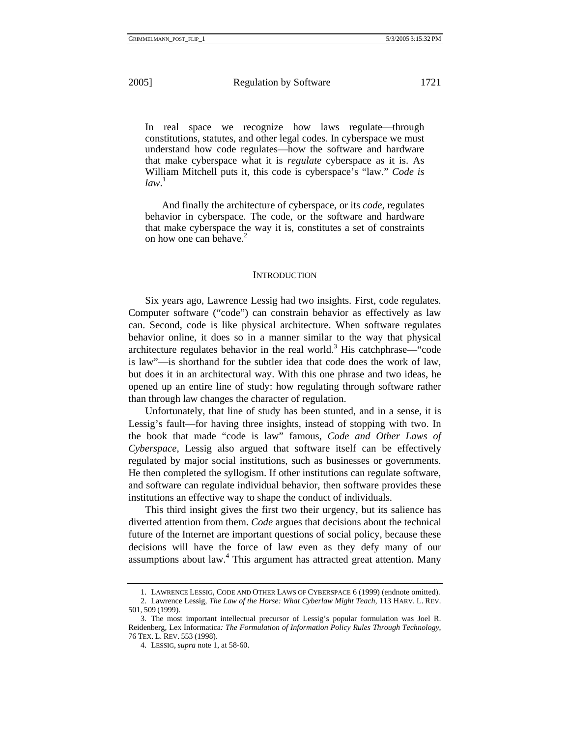> In real space we recognize how laws regulate—through constitutions, statutes, and other legal codes. In cyberspace we must understand how code regulates—how the software and hardware that make cyberspace what it is *regulate* cyberspace as it is. As William Mitchell puts it, this code is cyberspace's "law." *Code is law*.[1]

> And finally the architecture of cyberspace, or its *code*, regulates behavior in cyberspace. The code, or the software and hardware that make cyberspace the way it is, constitutes a set of constraints on how one can behave.[2]

## INTRODUCTION

Six years ago, Lawrence Lessig had two insights. First, code regulates. Computer software ("code") can constrain behavior as effectively as law can. Second, code is like physical architecture. When software regulates behavior online, it does so in a manner similar to the way that physical architecture regulates behavior in the real world.[3] His catchphrase—"code is law"—is shorthand for the subtler idea that code does the work of law, but does it in an architectural way. With this one phrase and two ideas, he opened up an entire line of study: how regulating through software rather than through law changes the character of regulation.

Unfortunately, that line of study has been stunted, and in a sense, it is Lessig's fault—for having three insights, instead of stopping with two. In the book that made "code is law" famous, *Code and Other Laws of Cyberspace*, Lessig also argued that software itself can be effectively regulated by major social institutions, such as businesses or governments. He then completed the syllogism. If other institutions can regulate software, and software can regulate individual behavior, then software provides these institutions an effective way to shape the conduct of individuals.

This third insight gives the first two their urgency, but its salience has diverted attention from them. *Code* argues that decisions about the technical future of the Internet are important questions of social policy, because these decisions will have the force of law even as they defy many of our assumptions about law.[4] This argument has attracted great attention. Many

1. LAWRENCE LESSIG, CODE AND OTHER LAWS OF CYBERSPACE 6 (1999) (endnote omitted).

2. Lawrence Lessig, *The Law of the Horse: What Cyberlaw Might Teach*, 113 HARV. L. REV. 501, 509 (1999).

3. The most important intellectual precursor of Lessig's popular formulation was Joel R. Reidenberg, Lex Informatica*: The Formulation of Information Policy Rules Through Technology*, 76 TEX. L. REV. 553 (1998).

4. LESSIG, *supra* note 1, at 58-60.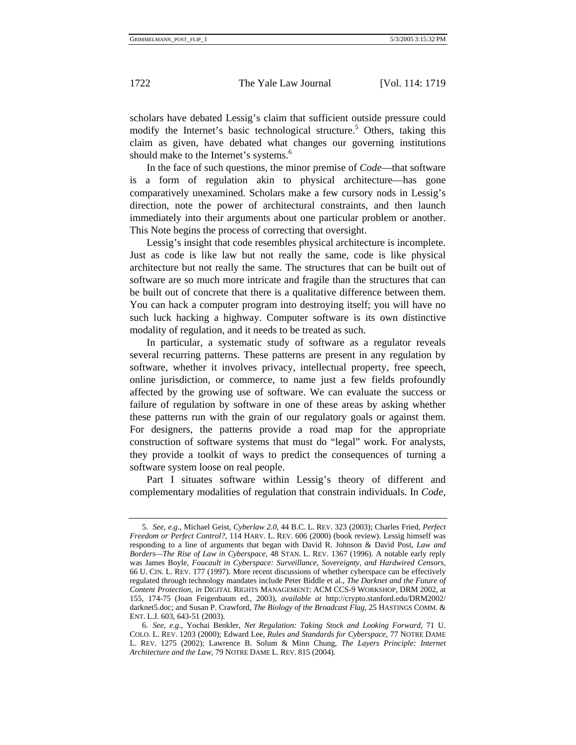scholars have debated Lessig's claim that sufficient outside pressure could modify the Internet's basic technological structure.[5] Others, taking this claim as given, have debated what changes our governing institutions should make to the Internet's systems.[6]

In the face of such questions, the minor premise of *Code*—that software is a form of regulation akin to physical architecture—has gone comparatively unexamined. Scholars make a few cursory nods in Lessig's direction, note the power of architectural constraints, and then launch immediately into their arguments about one particular problem or another. This Note begins the process of correcting that oversight.

Lessig's insight that code resembles physical architecture is incomplete. Just as code is like law but not really the same, code is like physical architecture but not really the same. The structures that can be built out of software are so much more intricate and fragile than the structures that can be built out of concrete that there is a qualitative difference between them. You can hack a computer program into destroying itself; you will have no such luck hacking a highway. Computer software is its own distinctive modality of regulation, and it needs to be treated as such.

In particular, a systematic study of software as a regulator reveals several recurring patterns. These patterns are present in any regulation by software, whether it involves privacy, intellectual property, free speech, online jurisdiction, or commerce, to name just a few fields profoundly affected by the growing use of software. We can evaluate the success or failure of regulation by software in one of these areas by asking whether these patterns run with the grain of our regulatory goals or against them. For designers, the patterns provide a road map for the appropriate construction of software systems that must do "legal" work. For analysts, they provide a toolkit of ways to predict the consequences of turning a software system loose on real people.

Part I situates software within Lessig's theory of different and complementary modalities of regulation that constrain individuals. In *Code*,

---

5. *See, e.g.*, Michael Geist, *Cyberlaw 2.0*, 44 B.C. L. REV. 323 (2003); Charles Fried, *Perfect Freedom or Perfect Control?*, 114 HARV. L. REV. 606 (2000) (book review). Lessig himself was responding to a line of arguments that began with David R. Johnson & David Post, *Law and Borders—The Rise of Law in Cyberspace*, 48 STAN. L. REV. 1367 (1996). A notable early reply was James Boyle, *Foucault in Cyberspace: Surveillance, Sovereignty, and Hardwired Censors*, 66 U. CIN. L. REV. 177 (1997). More recent discussions of whether cyberspace can be effectively regulated through technology mandates include Peter Biddle et al., *The Darknet and the Future of Content Protection*, *in* DIGITAL RIGHTS MANAGEMENT: ACM CCS-9 WORKSHOP, DRM 2002, at 155, 174-75 (Joan Feigenbaum ed., 2003), *available at* http://crypto.stanford.edu/DRM2002/darknet5.doc; and Susan P. Crawford, *The Biology of the Broadcast Flag*, 25 HASTINGS COMM. & ENT. L.J. 603, 643-51 (2003).

6. *See, e.g.*, Yochai Benkler, *Net Regulation: Taking Stock and Looking Forward*, 71 U. COLO. L. REV. 1203 (2000); Edward Lee, *Rules and Standards for Cyberspace*, 77 NOTRE DAME L. REV. 1275 (2002); Lawrence B. Solum & Minn Chung, *The Layers Principle: Internet Architecture and the Law*, 79 NOTRE DAME L. REV. 815 (2004).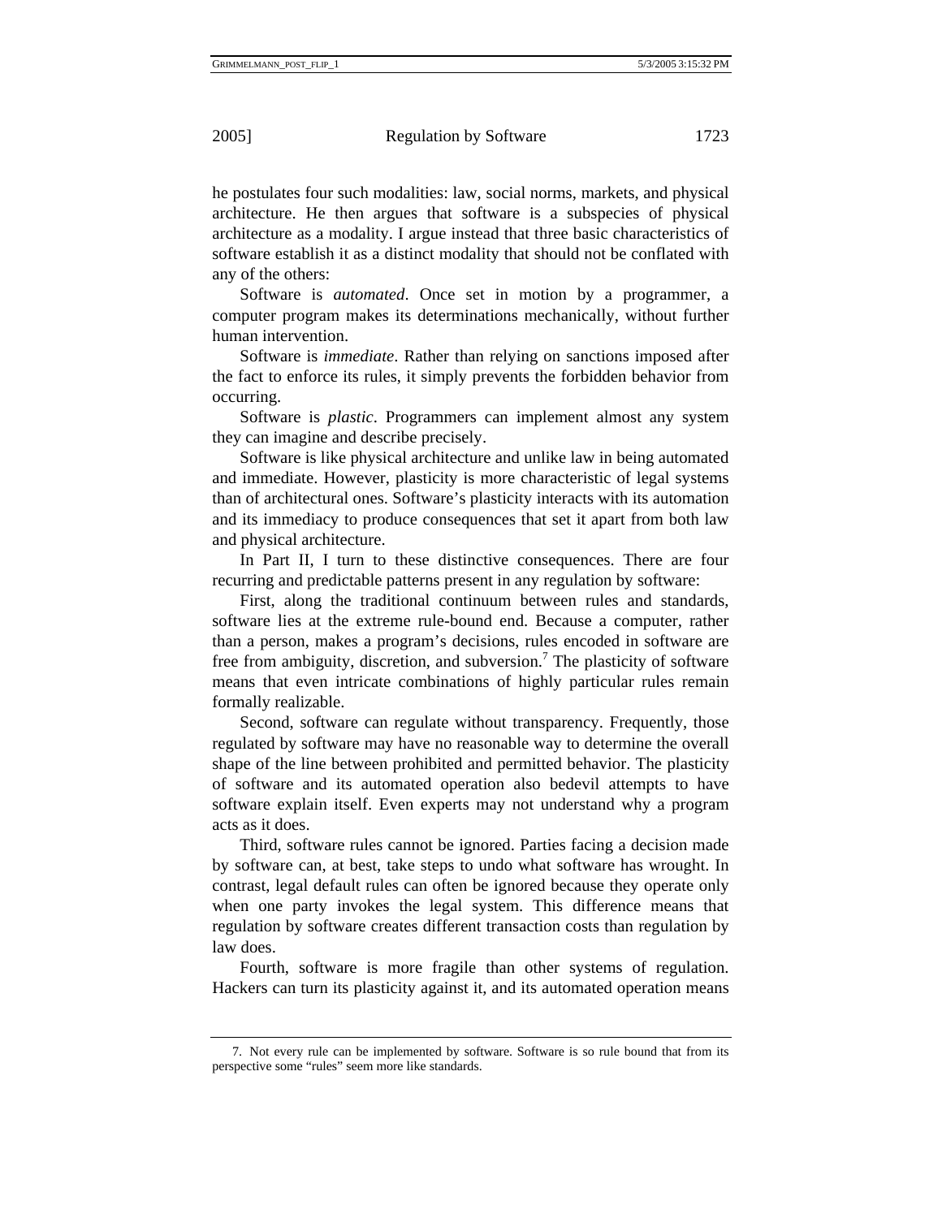he postulates four such modalities: law, social norms, markets, and physical architecture. He then argues that software is a subspecies of physical architecture as a modality. I argue instead that three basic characteristics of software establish it as a distinct modality that should not be conflated with any of the others:

Software is *automated*. Once set in motion by a programmer, a computer program makes its determinations mechanically, without further human intervention.

Software is *immediate*. Rather than relying on sanctions imposed after the fact to enforce its rules, it simply prevents the forbidden behavior from occurring.

Software is *plastic*. Programmers can implement almost any system they can imagine and describe precisely.

Software is like physical architecture and unlike law in being automated and immediate. However, plasticity is more characteristic of legal systems than of architectural ones. Software's plasticity interacts with its automation and its immediacy to produce consequences that set it apart from both law and physical architecture.

In Part II, I turn to these distinctive consequences. There are four recurring and predictable patterns present in any regulation by software:

First, along the traditional continuum between rules and standards, software lies at the extreme rule-bound end. Because a computer, rather than a person, makes a program's decisions, rules encoded in software are free from ambiguity, discretion, and subversion.[7] The plasticity of software means that even intricate combinations of highly particular rules remain formally realizable.

Second, software can regulate without transparency. Frequently, those regulated by software may have no reasonable way to determine the overall shape of the line between prohibited and permitted behavior. The plasticity of software and its automated operation also bedevil attempts to have software explain itself. Even experts may not understand why a program acts as it does.

Third, software rules cannot be ignored. Parties facing a decision made by software can, at best, take steps to undo what software has wrought. In contrast, legal default rules can often be ignored because they operate only when one party invokes the legal system. This difference means that regulation by software creates different transaction costs than regulation by law does.

Fourth, software is more fragile than other systems of regulation. Hackers can turn its plasticity against it, and its automated operation means

---

7. Not every rule can be implemented by software. Software is so rule bound that from its perspective some "rules" seem more like standards.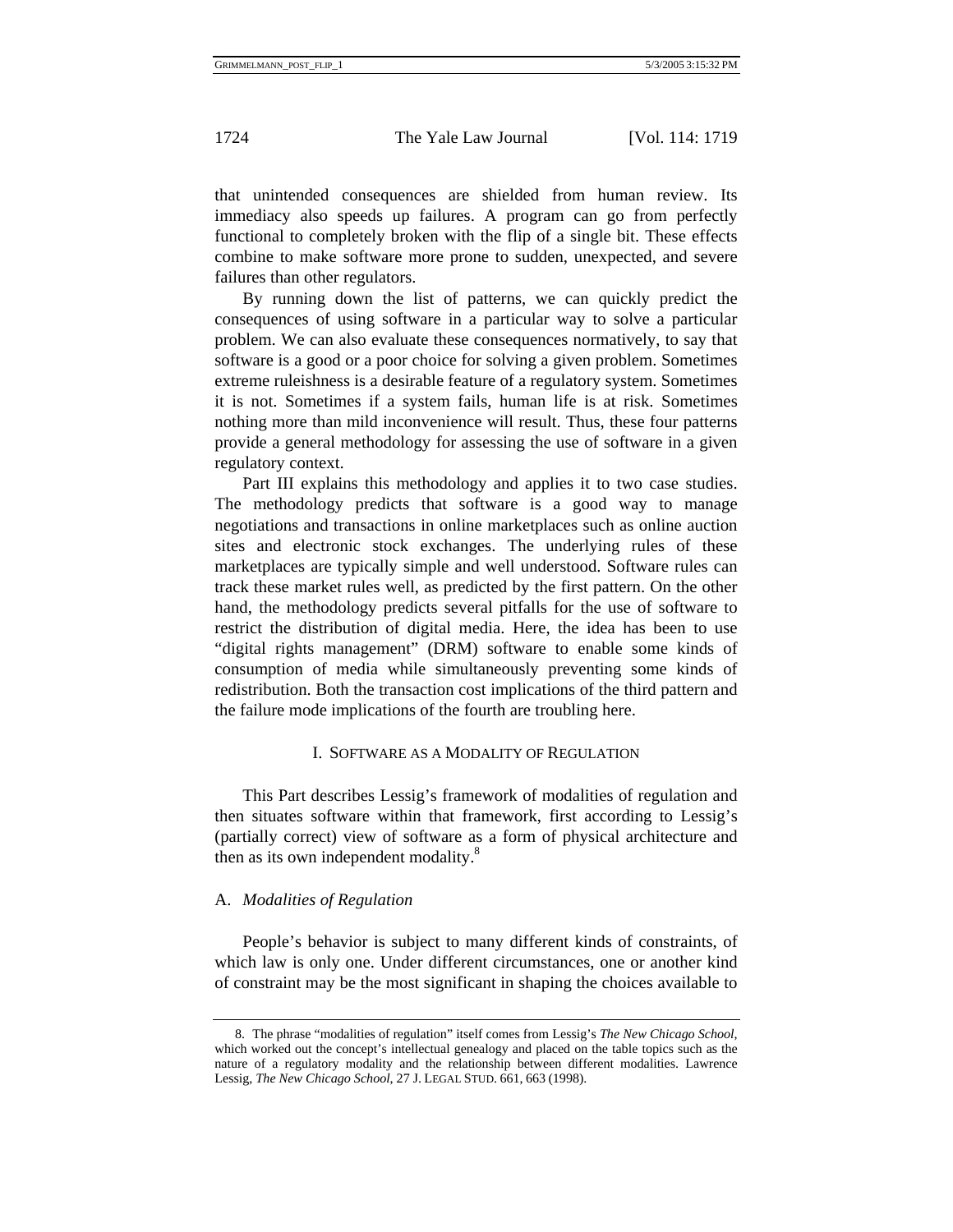that unintended consequences are shielded from human review. Its immediacy also speeds up failures. A program can go from perfectly functional to completely broken with the flip of a single bit. These effects combine to make software more prone to sudden, unexpected, and severe failures than other regulators.

By running down the list of patterns, we can quickly predict the consequences of using software in a particular way to solve a particular problem. We can also evaluate these consequences normatively, to say that software is a good or a poor choice for solving a given problem. Sometimes extreme ruleishness is a desirable feature of a regulatory system. Sometimes it is not. Sometimes if a system fails, human life is at risk. Sometimes nothing more than mild inconvenience will result. Thus, these four patterns provide a general methodology for assessing the use of software in a given regulatory context.

Part III explains this methodology and applies it to two case studies. The methodology predicts that software is a good way to manage negotiations and transactions in online marketplaces such as online auction sites and electronic stock exchanges. The underlying rules of these marketplaces are typically simple and well understood. Software rules can track these market rules well, as predicted by the first pattern. On the other hand, the methodology predicts several pitfalls for the use of software to restrict the distribution of digital media. Here, the idea has been to use "digital rights management" (DRM) software to enable some kinds of consumption of media while simultaneously preventing some kinds of redistribution. Both the transaction cost implications of the third pattern and the failure mode implications of the fourth are troubling here.

## I. Software as a Modality of Regulation

This Part describes Lessig's framework of modalities of regulation and then situates software within that framework, first according to Lessig's (partially correct) view of software as a form of physical architecture and then as its own independent modality.[8]

### A. *Modalities of Regulation*

People's behavior is subject to many different kinds of constraints, of which law is only one. Under different circumstances, one or another kind of constraint may be the most significant in shaping the choices available to

8. The phrase "modalities of regulation" itself comes from Lessig's *The New Chicago School*, which worked out the concept's intellectual genealogy and placed on the table topics such as the nature of a regulatory modality and the relationship between different modalities. Lawrence Lessig, *The New Chicago School*, 27 J. Legal Stud. 661, 663 (1998).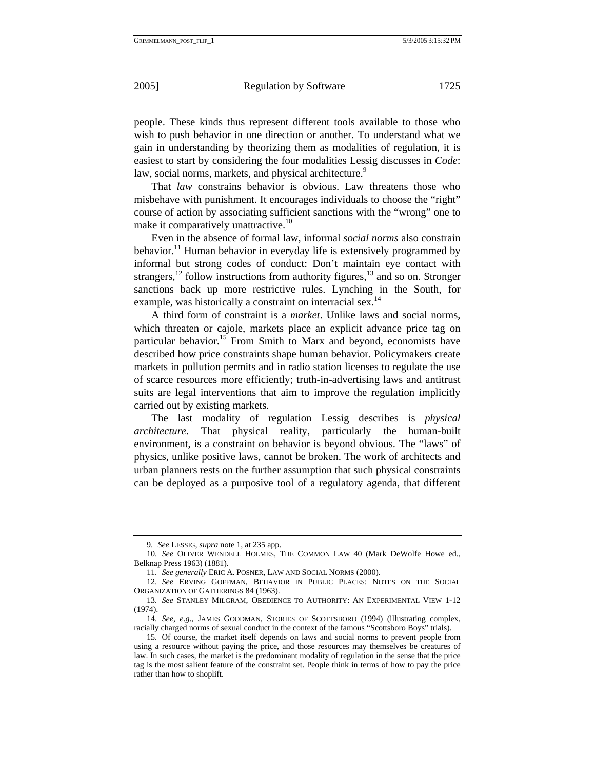people. These kinds thus represent different tools available to those who wish to push behavior in one direction or another. To understand what we gain in understanding by theorizing them as modalities of regulation, it is easiest to start by considering the four modalities Lessig discusses in *Code*: law, social norms, markets, and physical architecture.[9]

That *law* constrains behavior is obvious. Law threatens those who misbehave with punishment. It encourages individuals to choose the "right" course of action by associating sufficient sanctions with the "wrong" one to make it comparatively unattractive.[10]

Even in the absence of formal law, informal *social norms* also constrain behavior.[11] Human behavior in everyday life is extensively programmed by informal but strong codes of conduct: Don't maintain eye contact with strangers,[12] follow instructions from authority figures,[13] and so on. Stronger sanctions back up more restrictive rules. Lynching in the South, for example, was historically a constraint on interracial sex.[14]

A third form of constraint is a *market*. Unlike laws and social norms, which threaten or cajole, markets place an explicit advance price tag on particular behavior.[15] From Smith to Marx and beyond, economists have described how price constraints shape human behavior. Policymakers create markets in pollution permits and in radio station licenses to regulate the use of scarce resources more efficiently; truth-in-advertising laws and antitrust suits are legal interventions that aim to improve the regulation implicitly carried out by existing markets.

The last modality of regulation Lessig describes is *physical architecture*. That physical reality, particularly the human-built environment, is a constraint on behavior is beyond obvious. The "laws" of physics, unlike positive laws, cannot be broken. The work of architects and urban planners rests on the further assumption that such physical constraints can be deployed as a purposive tool of a regulatory agenda, that different

---

9. *See* LESSIG, *supra* note 1, at 235 app.

10. *See* OLIVER WENDELL HOLMES, THE COMMON LAW 40 (Mark DeWolfe Howe ed., Belknap Press 1963) (1881).

11. *See generally* ERIC A. POSNER, LAW AND SOCIAL NORMS (2000).

12. *See* ERVING GOFFMAN, BEHAVIOR IN PUBLIC PLACES: NOTES ON THE SOCIAL ORGANIZATION OF GATHERINGS 84 (1963).

13. *See* STANLEY MILGRAM, OBEDIENCE TO AUTHORITY: AN EXPERIMENTAL VIEW 1-12 (1974).

14. *See, e.g.*, JAMES GOODMAN, STORIES OF SCOTTSBORO (1994) (illustrating complex, racially charged norms of sexual conduct in the context of the famous "Scottsboro Boys" trials).

15. Of course, the market itself depends on laws and social norms to prevent people from using a resource without paying the price, and those resources may themselves be creatures of law. In such cases, the market is the predominant modality of regulation in the sense that the price tag is the most salient feature of the constraint set. People think in terms of how to pay the price rather than how to shoplift.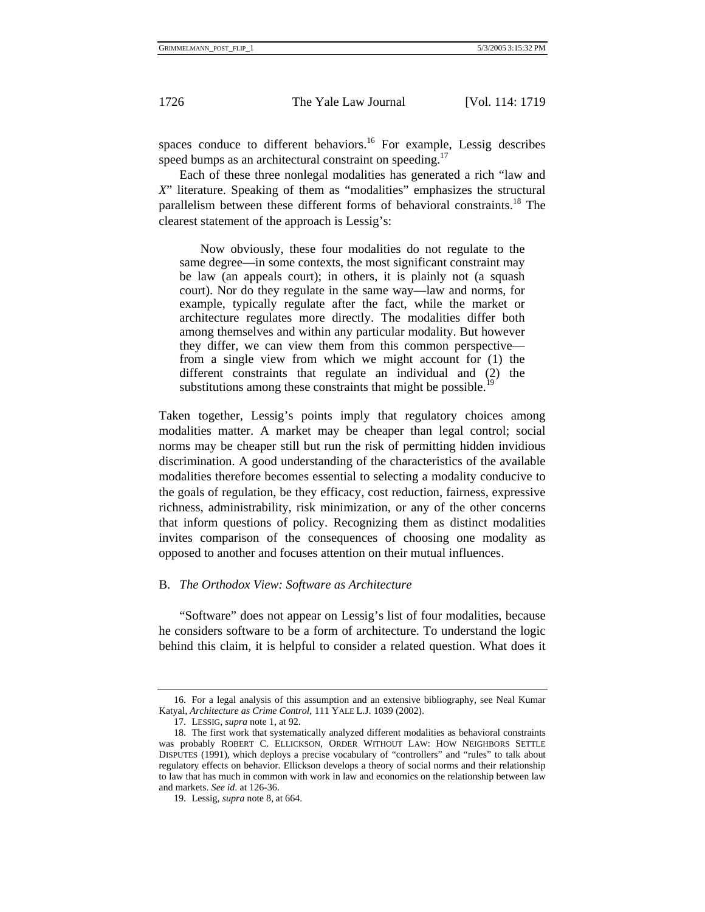spaces conduce to different behaviors.[16] For example, Lessig describes speed bumps as an architectural constraint on speeding.[17]

Each of these three nonlegal modalities has generated a rich "law and *X*" literature. Speaking of them as "modalities" emphasizes the structural parallelism between these different forms of behavioral constraints.[18] The clearest statement of the approach is Lessig's:

> Now obviously, these four modalities do not regulate to the same degree—in some contexts, the most significant constraint may be law (an appeals court); in others, it is plainly not (a squash court). Nor do they regulate in the same way—law and norms, for example, typically regulate after the fact, while the market or architecture regulates more directly. The modalities differ both among themselves and within any particular modality. But however they differ, we can view them from this common perspective—from a single view from which we might account for (1) the different constraints that regulate an individual and (2) the substitutions among these constraints that might be possible.[19]

Taken together, Lessig's points imply that regulatory choices among modalities matter. A market may be cheaper than legal control; social norms may be cheaper still but run the risk of permitting hidden invidious discrimination. A good understanding of the characteristics of the available modalities therefore becomes essential to selecting a modality conducive to the goals of regulation, be they efficacy, cost reduction, fairness, expressive richness, administrability, risk minimization, or any of the other concerns that inform questions of policy. Recognizing them as distinct modalities invites comparison of the consequences of choosing one modality as opposed to another and focuses attention on their mutual influences.

### B. *The Orthodox View: Software as Architecture*

"Software" does not appear on Lessig's list of four modalities, because he considers software to be a form of architecture. To understand the logic behind this claim, it is helpful to consider a related question. What does it

---

16. For a legal analysis of this assumption and an extensive bibliography, see Neal Kumar Katyal, *Architecture as Crime Control*, 111 YALE L.J. 1039 (2002).

17. LESSIG, *supra* note 1, at 92.

18. The first work that systematically analyzed different modalities as behavioral constraints was probably ROBERT C. ELLICKSON, ORDER WITHOUT LAW: HOW NEIGHBORS SETTLE DISPUTES (1991), which deploys a precise vocabulary of "controllers" and "rules" to talk about regulatory effects on behavior. Ellickson develops a theory of social norms and their relationship to law that has much in common with work in law and economics on the relationship between law and markets. *See id.* at 126-36.

19. Lessig, *supra* note 8, at 664.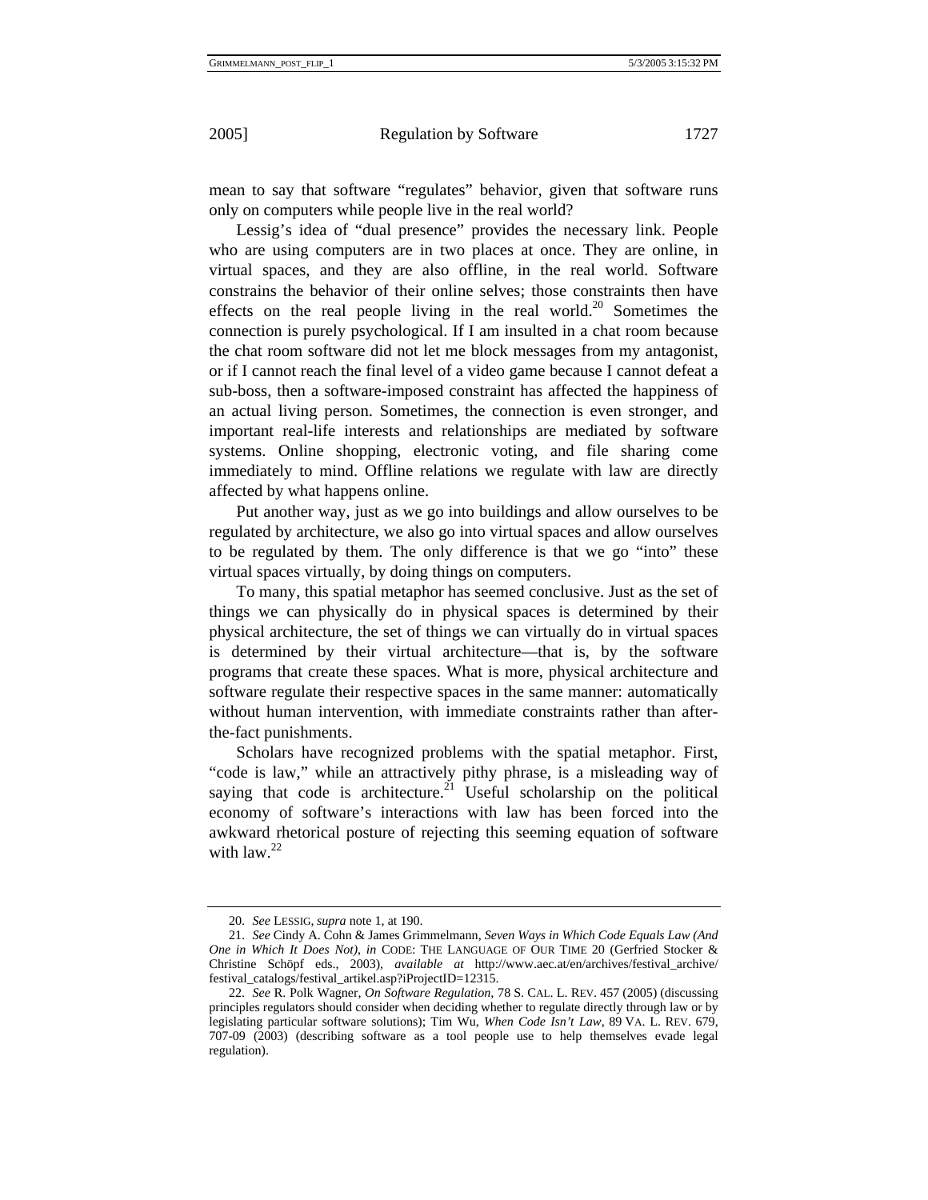mean to say that software "regulates" behavior, given that software runs only on computers while people live in the real world?

Lessig's idea of "dual presence" provides the necessary link. People who are using computers are in two places at once. They are online, in virtual spaces, and they are also offline, in the real world. Software constrains the behavior of their online selves; those constraints then have effects on the real people living in the real world.[20] Sometimes the connection is purely psychological. If I am insulted in a chat room because the chat room software did not let me block messages from my antagonist, or if I cannot reach the final level of a video game because I cannot defeat a sub-boss, then a software-imposed constraint has affected the happiness of an actual living person. Sometimes, the connection is even stronger, and important real-life interests and relationships are mediated by software systems. Online shopping, electronic voting, and file sharing come immediately to mind. Offline relations we regulate with law are directly affected by what happens online.

Put another way, just as we go into buildings and allow ourselves to be regulated by architecture, we also go into virtual spaces and allow ourselves to be regulated by them. The only difference is that we go "into" these virtual spaces virtually, by doing things on computers.

To many, this spatial metaphor has seemed conclusive. Just as the set of things we can physically do in physical spaces is determined by their physical architecture, the set of things we can virtually do in virtual spaces is determined by their virtual architecture—that is, by the software programs that create these spaces. What is more, physical architecture and software regulate their respective spaces in the same manner: automatically without human intervention, with immediate constraints rather than after-the-fact punishments.

Scholars have recognized problems with the spatial metaphor. First, "code is law," while an attractively pithy phrase, is a misleading way of saying that code is architecture.[21] Useful scholarship on the political economy of software's interactions with law has been forced into the awkward rhetorical posture of rejecting this seeming equation of software with law.[22]

---

20. *See* LESSIG, *supra* note 1, at 190.

21. *See* Cindy A. Cohn & James Grimmelmann, *Seven Ways in Which Code Equals Law (And One in Which It Does Not)*, *in* CODE: THE LANGUAGE OF OUR TIME 20 (Gerfried Stocker & Christine Schöpf eds., 2003), *available at* http://www.aec.at/en/archives/festival_archive/festival_catalogs/festival_artikel.asp?iProjectID=12315.

22. *See* R. Polk Wagner, *On Software Regulation*, 78 S. CAL. L. REV. 457 (2005) (discussing principles regulators should consider when deciding whether to regulate directly through law or by legislating particular software solutions); Tim Wu, *When Code Isn't Law*, 89 VA. L. REV. 679, 707-09 (2003) (describing software as a tool people use to help themselves evade legal regulation).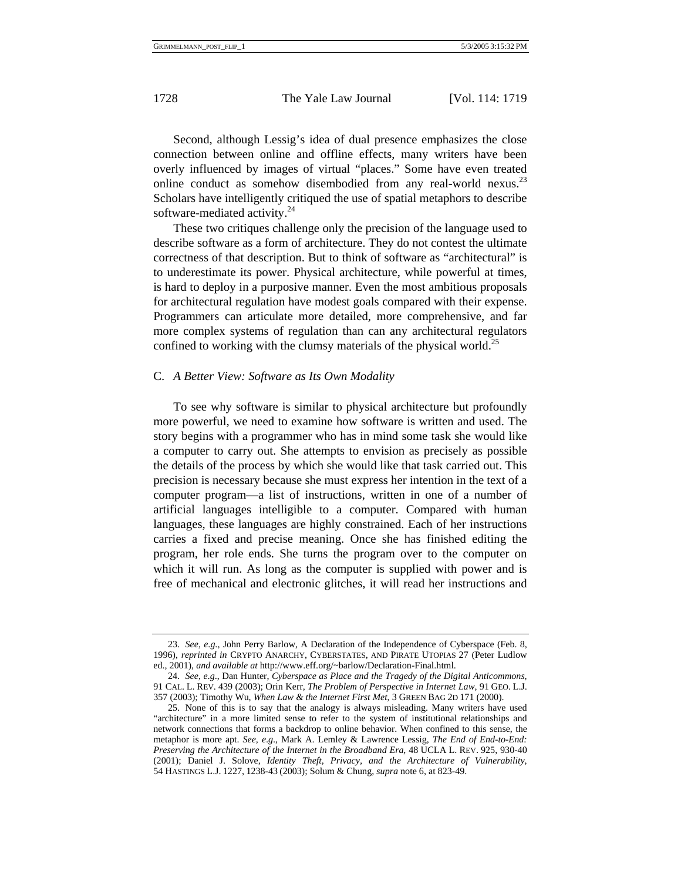Second, although Lessig's idea of dual presence emphasizes the close connection between online and offline effects, many writers have been overly influenced by images of virtual "places." Some have even treated online conduct as somehow disembodied from any real-world nexus.[23] Scholars have intelligently critiqued the use of spatial metaphors to describe software-mediated activity.[24]

These two critiques challenge only the precision of the language used to describe software as a form of architecture. They do not contest the ultimate correctness of that description. But to think of software as "architectural" is to underestimate its power. Physical architecture, while powerful at times, is hard to deploy in a purposive manner. Even the most ambitious proposals for architectural regulation have modest goals compared with their expense. Programmers can articulate more detailed, more comprehensive, and far more complex systems of regulation than can any architectural regulators confined to working with the clumsy materials of the physical world.[25]

### C. *A Better View: Software as Its Own Modality*

To see why software is similar to physical architecture but profoundly more powerful, we need to examine how software is written and used. The story begins with a programmer who has in mind some task she would like a computer to carry out. She attempts to envision as precisely as possible the details of the process by which she would like that task carried out. This precision is necessary because she must express her intention in the text of a computer program—a list of instructions, written in one of a number of artificial languages intelligible to a computer. Compared with human languages, these languages are highly constrained. Each of her instructions carries a fixed and precise meaning. Once she has finished editing the program, her role ends. She turns the program over to the computer on which it will run. As long as the computer is supplied with power and is free of mechanical and electronic glitches, it will read her instructions and

---

23. *See, e.g.*, John Perry Barlow, A Declaration of the Independence of Cyberspace (Feb. 8, 1996), *reprinted in* CRYPTO ANARCHY, CYBERSTATES, AND PIRATE UTOPIAS 27 (Peter Ludlow ed., 2001), *and available at* http://www.eff.org/~barlow/Declaration-Final.html.

24. *See, e.g.*, Dan Hunter, *Cyberspace as Place and the Tragedy of the Digital Anticommons*, 91 CAL. L. REV. 439 (2003); Orin Kerr, *The Problem of Perspective in Internet Law*, 91 GEO. L.J. 357 (2003); Timothy Wu, *When Law & the Internet First Met*, 3 GREEN BAG 2D 171 (2000).

25. None of this is to say that the analogy is always misleading. Many writers have used "architecture" in a more limited sense to refer to the system of institutional relationships and network connections that forms a backdrop to online behavior. When confined to this sense, the metaphor is more apt. *See, e.g.*, Mark A. Lemley & Lawrence Lessig, *The End of End-to-End: Preserving the Architecture of the Internet in the Broadband Era*, 48 UCLA L. REV. 925, 930-40 (2001); Daniel J. Solove, *Identity Theft, Privacy, and the Architecture of Vulnerability*, 54 HASTINGS L.J. 1227, 1238-43 (2003); Solum & Chung, *supra* note 6, at 823-49.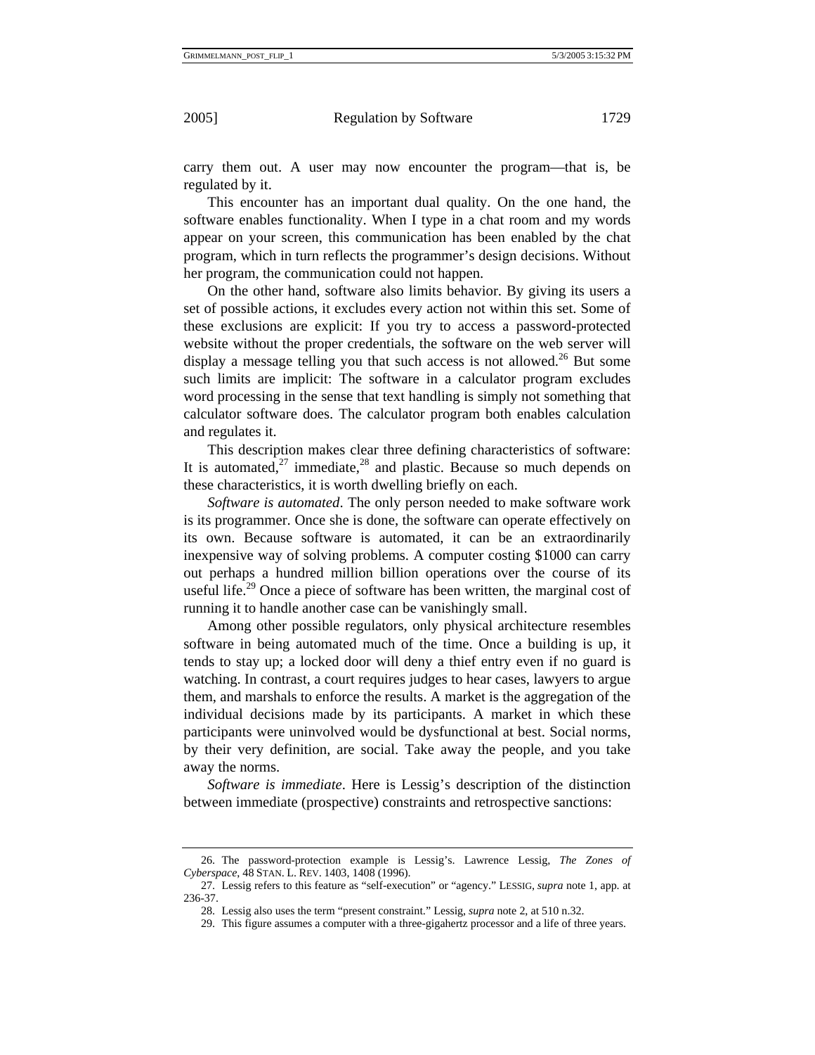carry them out. A user may now encounter the program—that is, be regulated by it.

This encounter has an important dual quality. On the one hand, the software enables functionality. When I type in a chat room and my words appear on your screen, this communication has been enabled by the chat program, which in turn reflects the programmer's design decisions. Without her program, the communication could not happen.

On the other hand, software also limits behavior. By giving its users a set of possible actions, it excludes every action not within this set. Some of these exclusions are explicit: If you try to access a password-protected website without the proper credentials, the software on the web server will display a message telling you that such access is not allowed.[26] But some such limits are implicit: The software in a calculator program excludes word processing in the sense that text handling is simply not something that calculator software does. The calculator program both enables calculation and regulates it.

This description makes clear three defining characteristics of software: It is automated,[27] immediate,[28] and plastic. Because so much depends on these characteristics, it is worth dwelling briefly on each.

*Software is automated*. The only person needed to make software work is its programmer. Once she is done, the software can operate effectively on its own. Because software is automated, it can be an extraordinarily inexpensive way of solving problems. A computer costing $1000 can carry out perhaps a hundred million billion operations over the course of its useful life.[29] Once a piece of software has been written, the marginal cost of running it to handle another case can be vanishingly small.

Among other possible regulators, only physical architecture resembles software in being automated much of the time. Once a building is up, it tends to stay up; a locked door will deny a thief entry even if no guard is watching. In contrast, a court requires judges to hear cases, lawyers to argue them, and marshals to enforce the results. A market is the aggregation of the individual decisions made by its participants. A market in which these participants were uninvolved would be dysfunctional at best. Social norms, by their very definition, are social. Take away the people, and you take away the norms.

*Software is immediate*. Here is Lessig's description of the distinction between immediate (prospective) constraints and retrospective sanctions:

---

26. The password-protection example is Lessig's. Lawrence Lessig, *The Zones of Cyberspace*, 48 STAN. L. REV. 1403, 1408 (1996).

27. Lessig refers to this feature as "self-execution" or "agency." LESSIG, *supra* note 1, app. at 236-37.

28. Lessig also uses the term "present constraint." Lessig, *supra* note 2, at 510 n.32.

29. This figure assumes a computer with a three-gigahertz processor and a life of three years.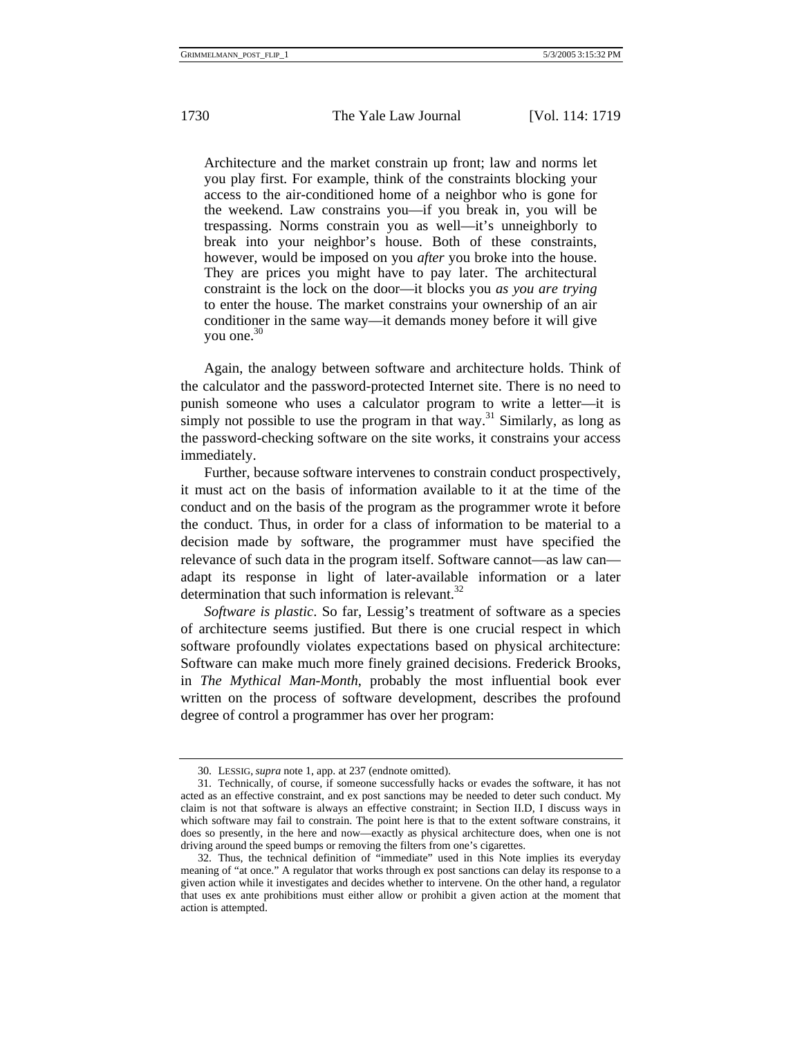> Architecture and the market constrain up front; law and norms let you play first. For example, think of the constraints blocking your access to the air-conditioned home of a neighbor who is gone for the weekend. Law constrains you—if you break in, you will be trespassing. Norms constrain you as well—it's unneighborly to break into your neighbor's house. Both of these constraints, however, would be imposed on you *after* you broke into the house. They are prices you might have to pay later. The architectural constraint is the lock on the door—it blocks you *as you are trying* to enter the house. The market constrains your ownership of an air conditioner in the same way—it demands money before it will give you one.[30]

Again, the analogy between software and architecture holds. Think of the calculator and the password-protected Internet site. There is no need to punish someone who uses a calculator program to write a letter—it is simply not possible to use the program in that way.[31] Similarly, as long as the password-checking software on the site works, it constrains your access immediately.

Further, because software intervenes to constrain conduct prospectively, it must act on the basis of information available to it at the time of the conduct and on the basis of the program as the programmer wrote it before the conduct. Thus, in order for a class of information to be material to a decision made by software, the programmer must have specified the relevance of such data in the program itself. Software cannot—as law can—adapt its response in light of later-available information or a later determination that such information is relevant.[32]

*Software is plastic*. So far, Lessig's treatment of software as a species of architecture seems justified. But there is one crucial respect in which software profoundly violates expectations based on physical architecture: Software can make much more finely grained decisions. Frederick Brooks, in *The Mythical Man-Month*, probably the most influential book ever written on the process of software development, describes the profound degree of control a programmer has over her program:

---

30. LESSIG, *supra* note 1, app. at 237 (endnote omitted).

31. Technically, of course, if someone successfully hacks or evades the software, it has not acted as an effective constraint, and ex post sanctions may be needed to deter such conduct. My claim is not that software is always an effective constraint; in Section II.D, I discuss ways in which software may fail to constrain. The point here is that to the extent software constrains, it does so presently, in the here and now—exactly as physical architecture does, when one is not driving around the speed bumps or removing the filters from one's cigarettes.

32. Thus, the technical definition of "immediate" used in this Note implies its everyday meaning of "at once." A regulator that works through ex post sanctions can delay its response to a given action while it investigates and decides whether to intervene. On the other hand, a regulator that uses ex ante prohibitions must either allow or prohibit a given action at the moment that action is attempted.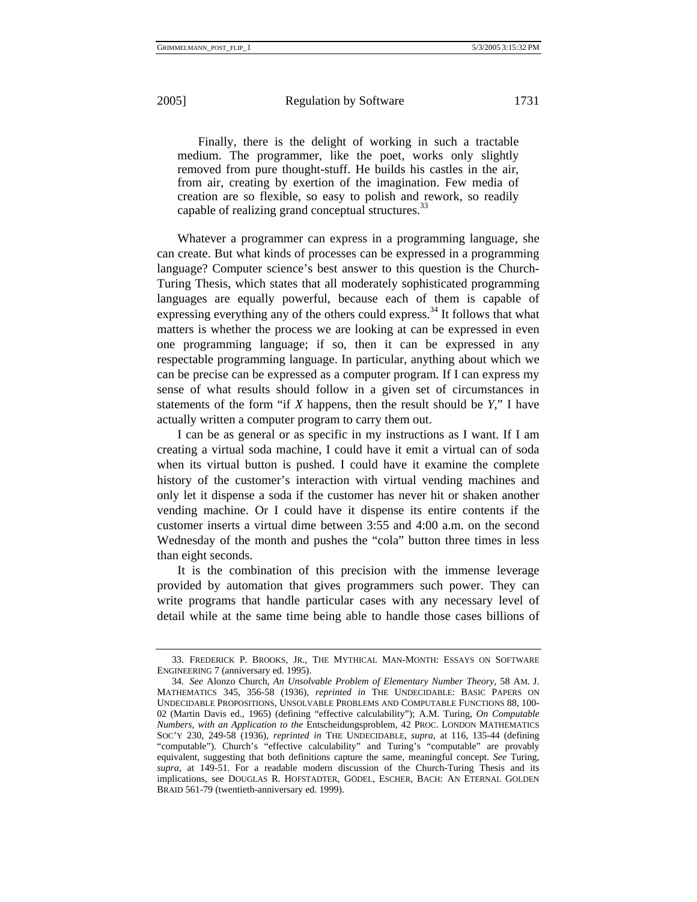> Finally, there is the delight of working in such a tractable medium. The programmer, like the poet, works only slightly removed from pure thought-stuff. He builds his castles in the air, from air, creating by exertion of the imagination. Few media of creation are so flexible, so easy to polish and rework, so readily capable of realizing grand conceptual structures.[33]

Whatever a programmer can express in a programming language, she can create. But what kinds of processes can be expressed in a programming language? Computer science's best answer to this question is the Church-Turing Thesis, which states that all moderately sophisticated programming languages are equally powerful, because each of them is capable of expressing everything any of the others could express.[34] It follows that what matters is whether the process we are looking at can be expressed in even one programming language; if so, then it can be expressed in any respectable programming language. In particular, anything about which we can be precise can be expressed as a computer program. If I can express my sense of what results should follow in a given set of circumstances in statements of the form "if *X* happens, then the result should be *Y*," I have actually written a computer program to carry them out.

I can be as general or as specific in my instructions as I want. If I am creating a virtual soda machine, I could have it emit a virtual can of soda when its virtual button is pushed. I could have it examine the complete history of the customer's interaction with virtual vending machines and only let it dispense a soda if the customer has never hit or shaken another vending machine. Or I could have it dispense its entire contents if the customer inserts a virtual dime between 3:55 and 4:00 a.m. on the second Wednesday of the month and pushes the "cola" button three times in less than eight seconds.

It is the combination of this precision with the immense leverage provided by automation that gives programmers such power. They can write programs that handle particular cases with any necessary level of detail while at the same time being able to handle those cases billions of

---

33. FREDERICK P. BROOKS, JR., THE MYTHICAL MAN-MONTH: ESSAYS ON SOFTWARE ENGINEERING 7 (anniversary ed. 1995).

34. *See* Alonzo Church, *An Unsolvable Problem of Elementary Number Theory*, 58 AM. J. MATHEMATICS 345, 356-58 (1936), *reprinted in* THE UNDECIDABLE: BASIC PAPERS ON UNDECIDABLE PROPOSITIONS, UNSOLVABLE PROBLEMS AND COMPUTABLE FUNCTIONS 88, 100-02 (Martin Davis ed., 1965) (defining "effective calculability"); A.M. Turing, *On Computable Numbers, with an Application to the* Entscheidungsproblem, 42 PROC. LONDON MATHEMATICS SOC'Y 230, 249-58 (1936), *reprinted in* THE UNDECIDABLE, *supra*, at 116, 135-44 (defining "computable"). Church's "effective calculability" and Turing's "computable" are provably equivalent, suggesting that both definitions capture the same, meaningful concept. *See* Turing, *supra*, at 149-51. For a readable modern discussion of the Church-Turing Thesis and its implications, see DOUGLAS R. HOFSTADTER, GÖDEL, ESCHER, BACH: AN ETERNAL GOLDEN BRAID 561-79 (twentieth-anniversary ed. 1999).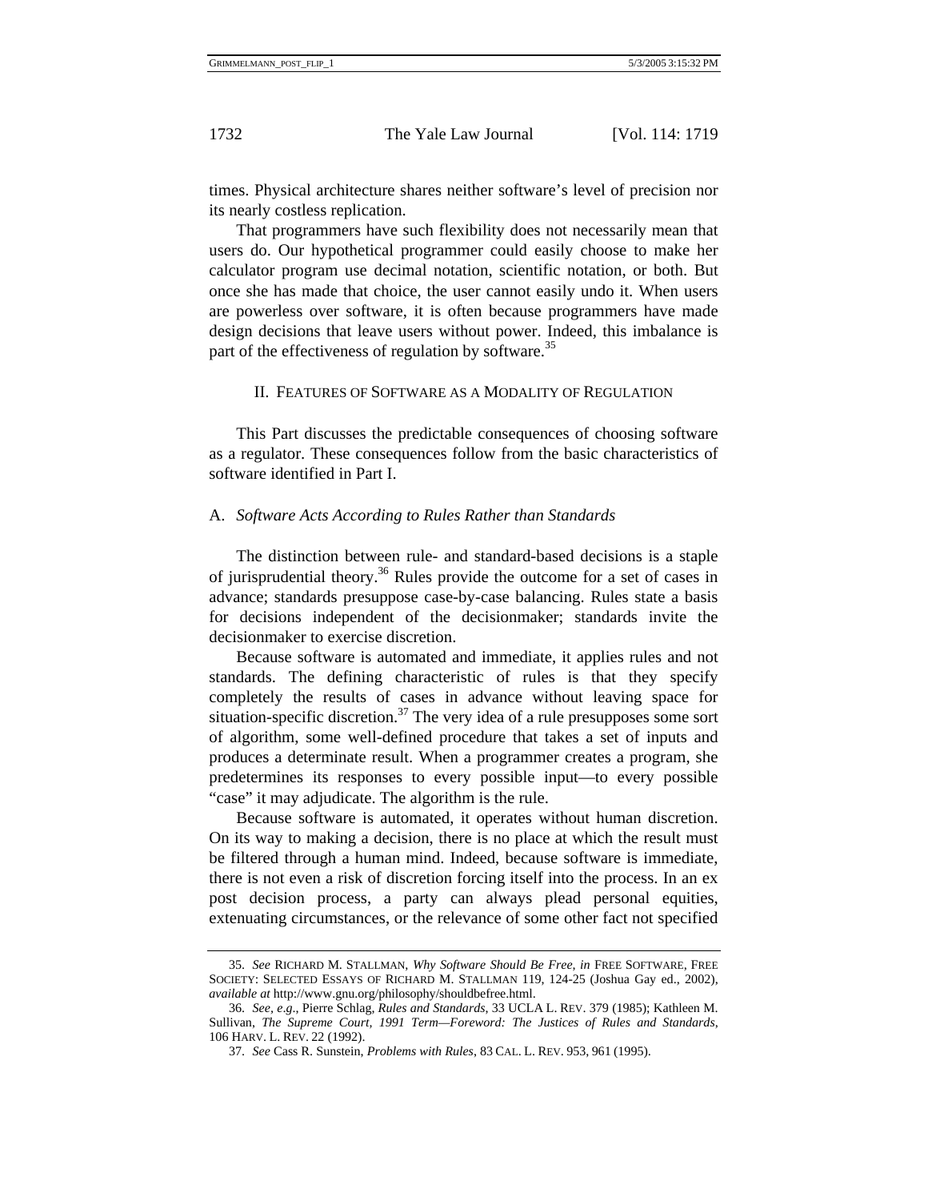times. Physical architecture shares neither software's level of precision nor its nearly costless replication.

That programmers have such flexibility does not necessarily mean that users do. Our hypothetical programmer could easily choose to make her calculator program use decimal notation, scientific notation, or both. But once she has made that choice, the user cannot easily undo it. When users are powerless over software, it is often because programmers have made design decisions that leave users without power. Indeed, this imbalance is part of the effectiveness of regulation by software.[35]

## II. Features of Software as a Modality of Regulation

This Part discusses the predictable consequences of choosing software as a regulator. These consequences follow from the basic characteristics of software identified in Part I.

### A. *Software Acts According to Rules Rather than Standards*

The distinction between rule- and standard-based decisions is a staple of jurisprudential theory.[36] Rules provide the outcome for a set of cases in advance; standards presuppose case-by-case balancing. Rules state a basis for decisions independent of the decisionmaker; standards invite the decisionmaker to exercise discretion.

Because software is automated and immediate, it applies rules and not standards. The defining characteristic of rules is that they specify completely the results of cases in advance without leaving space for situation-specific discretion.[37] The very idea of a rule presupposes some sort of algorithm, some well-defined procedure that takes a set of inputs and produces a determinate result. When a programmer creates a program, she predetermines its responses to every possible input—to every possible "case" it may adjudicate. The algorithm is the rule.

Because software is automated, it operates without human discretion. On its way to making a decision, there is no place at which the result must be filtered through a human mind. Indeed, because software is immediate, there is not even a risk of discretion forcing itself into the process. In an ex post decision process, a party can always plead personal equities, extenuating circumstances, or the relevance of some other fact not specified

---

35. *See* Richard M. Stallman, *Why Software Should Be Free*, *in* Free Software, Free Society: Selected Essays of Richard M. Stallman 119, 124-25 (Joshua Gay ed., 2002), *available at* http://www.gnu.org/philosophy/shouldbefree.html.

36. *See, e.g.*, Pierre Schlag, *Rules and Standards*, 33 UCLA L. Rev. 379 (1985); Kathleen M. Sullivan, *The Supreme Court, 1991 Term—Foreword: The Justices of Rules and Standards*, 106 Harv. L. Rev. 22 (1992).

37. *See* Cass R. Sunstein, *Problems with Rules*, 83 Cal. L. Rev. 953, 961 (1995).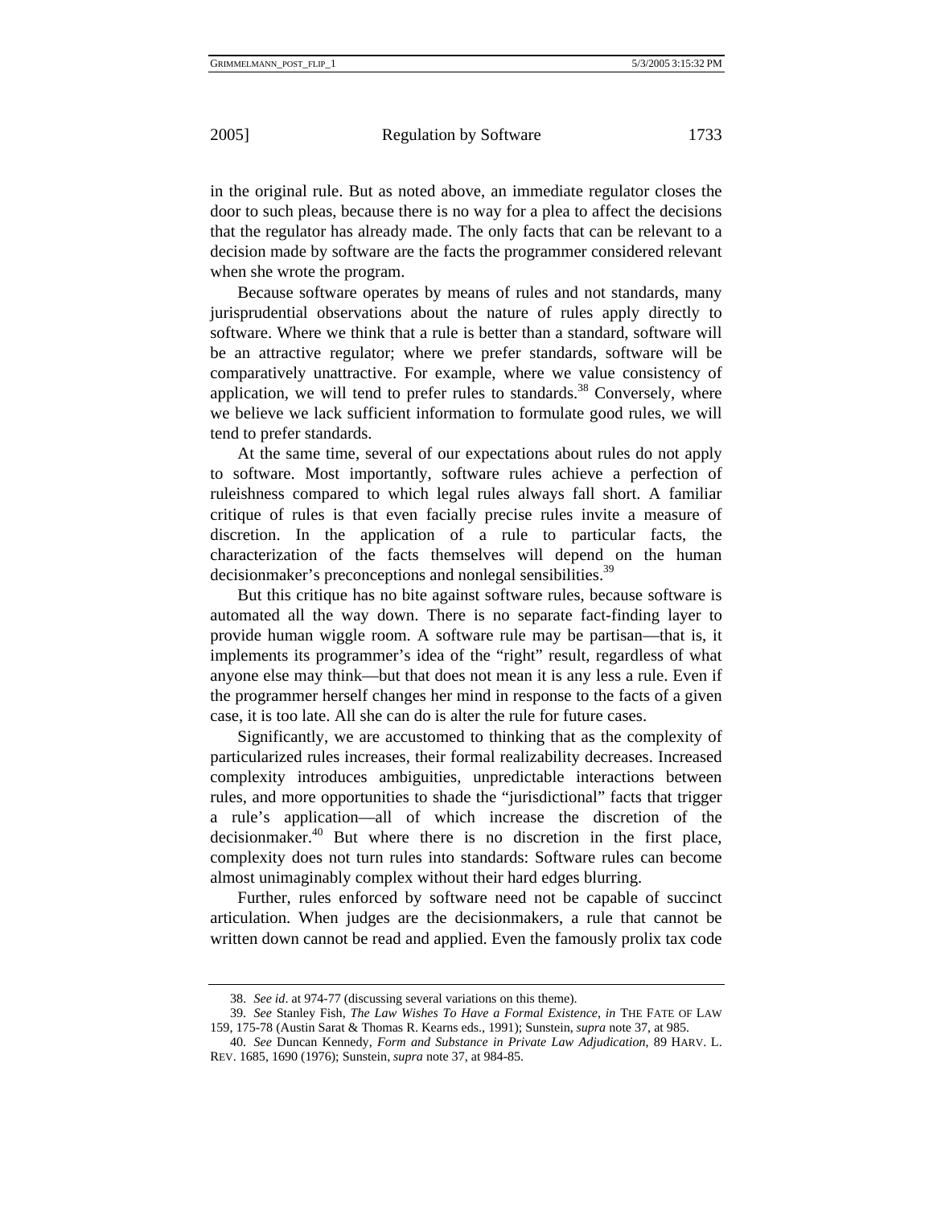in the original rule. But as noted above, an immediate regulator closes the door to such pleas, because there is no way for a plea to affect the decisions that the regulator has already made. The only facts that can be relevant to a decision made by software are the facts the programmer considered relevant when she wrote the program.

Because software operates by means of rules and not standards, many jurisprudential observations about the nature of rules apply directly to software. Where we think that a rule is better than a standard, software will be an attractive regulator; where we prefer standards, software will be comparatively unattractive. For example, where we value consistency of application, we will tend to prefer rules to standards.[38] Conversely, where we believe we lack sufficient information to formulate good rules, we will tend to prefer standards.

At the same time, several of our expectations about rules do not apply to software. Most importantly, software rules achieve a perfection of ruleishness compared to which legal rules always fall short. A familiar critique of rules is that even facially precise rules invite a measure of discretion. In the application of a rule to particular facts, the characterization of the facts themselves will depend on the human decisionmaker's preconceptions and nonlegal sensibilities.[39]

But this critique has no bite against software rules, because software is automated all the way down. There is no separate fact-finding layer to provide human wiggle room. A software rule may be partisan—that is, it implements its programmer's idea of the "right" result, regardless of what anyone else may think—but that does not mean it is any less a rule. Even if the programmer herself changes her mind in response to the facts of a given case, it is too late. All she can do is alter the rule for future cases.

Significantly, we are accustomed to thinking that as the complexity of particularized rules increases, their formal realizability decreases. Increased complexity introduces ambiguities, unpredictable interactions between rules, and more opportunities to shade the "jurisdictional" facts that trigger a rule's application—all of which increase the discretion of the decisionmaker.[40] But where there is no discretion in the first place, complexity does not turn rules into standards: Software rules can become almost unimaginably complex without their hard edges blurring.

Further, rules enforced by software need not be capable of succinct articulation. When judges are the decisionmakers, a rule that cannot be written down cannot be read and applied. Even the famously prolix tax code

---

38. *See id*. at 974-77 (discussing several variations on this theme).

39. *See* Stanley Fish, *The Law Wishes To Have a Formal Existence*, *in* THE FATE OF LAW 159, 175-78 (Austin Sarat & Thomas R. Kearns eds., 1991); Sunstein, *supra* note 37, at 985.

40. *See* Duncan Kennedy, *Form and Substance in Private Law Adjudication*, 89 HARV. L. REV. 1685, 1690 (1976); Sunstein, *supra* note 37, at 984-85.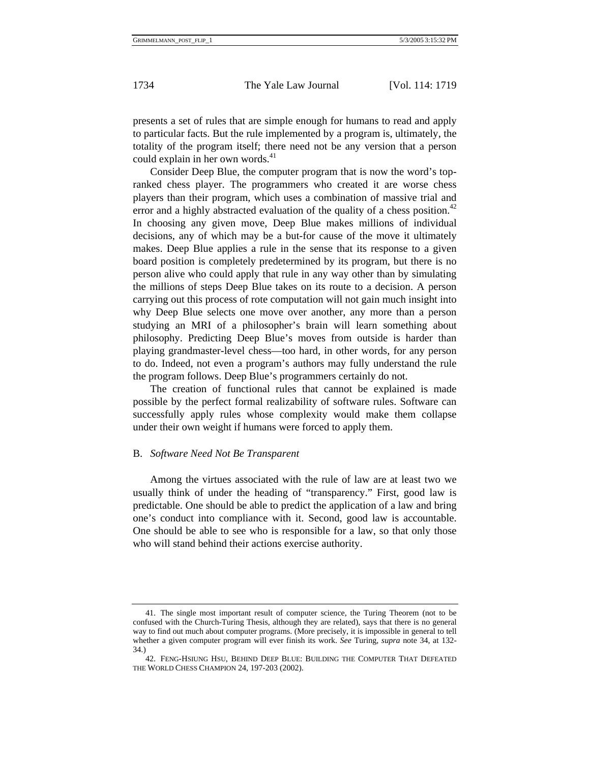presents a set of rules that are simple enough for humans to read and apply to particular facts. But the rule implemented by a program is, ultimately, the totality of the program itself; there need not be any version that a person could explain in her own words.[41]

Consider Deep Blue, the computer program that is now the word's top-ranked chess player. The programmers who created it are worse chess players than their program, which uses a combination of massive trial and error and a highly abstracted evaluation of the quality of a chess position.[42] In choosing any given move, Deep Blue makes millions of individual decisions, any of which may be a but-for cause of the move it ultimately makes. Deep Blue applies a rule in the sense that its response to a given board position is completely predetermined by its program, but there is no person alive who could apply that rule in any way other than by simulating the millions of steps Deep Blue takes on its route to a decision. A person carrying out this process of rote computation will not gain much insight into why Deep Blue selects one move over another, any more than a person studying an MRI of a philosopher's brain will learn something about philosophy. Predicting Deep Blue's moves from outside is harder than playing grandmaster-level chess—too hard, in other words, for any person to do. Indeed, not even a program's authors may fully understand the rule the program follows. Deep Blue's programmers certainly do not.

The creation of functional rules that cannot be explained is made possible by the perfect formal realizability of software rules. Software can successfully apply rules whose complexity would make them collapse under their own weight if humans were forced to apply them.

### B. *Software Need Not Be Transparent*

Among the virtues associated with the rule of law are at least two we usually think of under the heading of "transparency." First, good law is predictable. One should be able to predict the application of a law and bring one's conduct into compliance with it. Second, good law is accountable. One should be able to see who is responsible for a law, so that only those who will stand behind their actions exercise authority.

---

41. The single most important result of computer science, the Turing Theorem (not to be confused with the Church-Turing Thesis, although they are related), says that there is no general way to find out much about computer programs. (More precisely, it is impossible in general to tell whether a given computer program will ever finish its work. *See* Turing, *supra* note 34, at 132-34.)

42. FENG-HSIUNG HSU, BEHIND DEEP BLUE: BUILDING THE COMPUTER THAT DEFEATED THE WORLD CHESS CHAMPION 24, 197-203 (2002).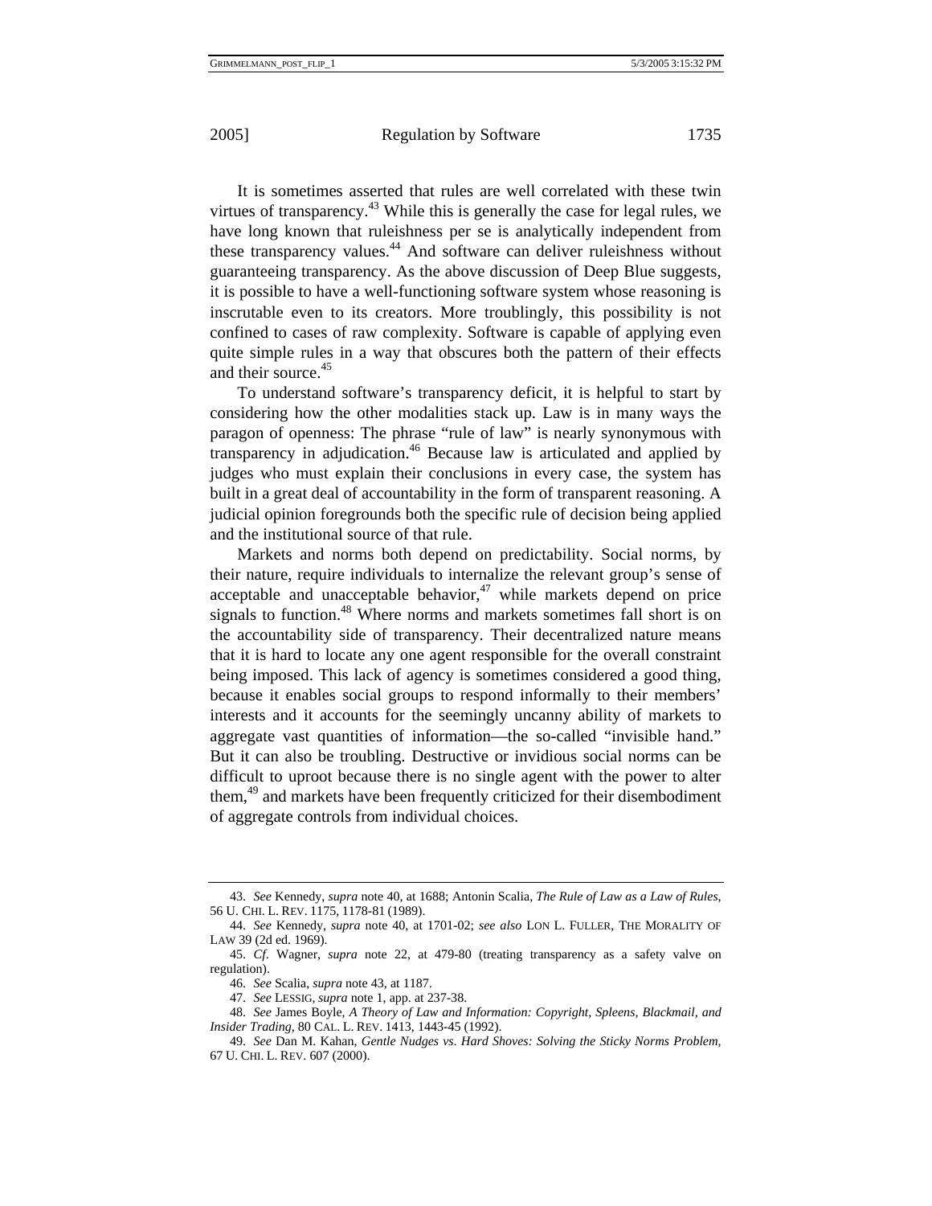It is sometimes asserted that rules are well correlated with these twin virtues of transparency.[43] While this is generally the case for legal rules, we have long known that ruleishness per se is analytically independent from these transparency values.[44] And software can deliver ruleishness without guaranteeing transparency. As the above discussion of Deep Blue suggests, it is possible to have a well-functioning software system whose reasoning is inscrutable even to its creators. More troublingly, this possibility is not confined to cases of raw complexity. Software is capable of applying even quite simple rules in a way that obscures both the pattern of their effects and their source.[45]

To understand software's transparency deficit, it is helpful to start by considering how the other modalities stack up. Law is in many ways the paragon of openness: The phrase "rule of law" is nearly synonymous with transparency in adjudication.[46] Because law is articulated and applied by judges who must explain their conclusions in every case, the system has built in a great deal of accountability in the form of transparent reasoning. A judicial opinion foregrounds both the specific rule of decision being applied and the institutional source of that rule.

Markets and norms both depend on predictability. Social norms, by their nature, require individuals to internalize the relevant group's sense of acceptable and unacceptable behavior,[47] while markets depend on price signals to function.[48] Where norms and markets sometimes fall short is on the accountability side of transparency. Their decentralized nature means that it is hard to locate any one agent responsible for the overall constraint being imposed. This lack of agency is sometimes considered a good thing, because it enables social groups to respond informally to their members' interests and it accounts for the seemingly uncanny ability of markets to aggregate vast quantities of information—the so-called "invisible hand." But it can also be troubling. Destructive or invidious social norms can be difficult to uproot because there is no single agent with the power to alter them,[49] and markets have been frequently criticized for their disembodiment of aggregate controls from individual choices.

---

43. *See* Kennedy, *supra* note 40, at 1688; Antonin Scalia, *The Rule of Law as a Law of Rules*, 56 U. CHI. L. REV. 1175, 1178-81 (1989).

44. *See* Kennedy, *supra* note 40, at 1701-02; *see also* LON L. FULLER, THE MORALITY OF LAW 39 (2d ed. 1969).

45. *Cf*. Wagner, *supra* note 22, at 479-80 (treating transparency as a safety valve on regulation).

46. *See* Scalia, *supra* note 43, at 1187.

47. *See* LESSIG, *supra* note 1, app. at 237-38.

48. *See* James Boyle, *A Theory of Law and Information: Copyright, Spleens, Blackmail, and Insider Trading*, 80 CAL. L. REV. 1413, 1443-45 (1992).

49. *See* Dan M. Kahan, *Gentle Nudges vs. Hard Shoves: Solving the Sticky Norms Problem*, 67 U. CHI. L. REV. 607 (2000).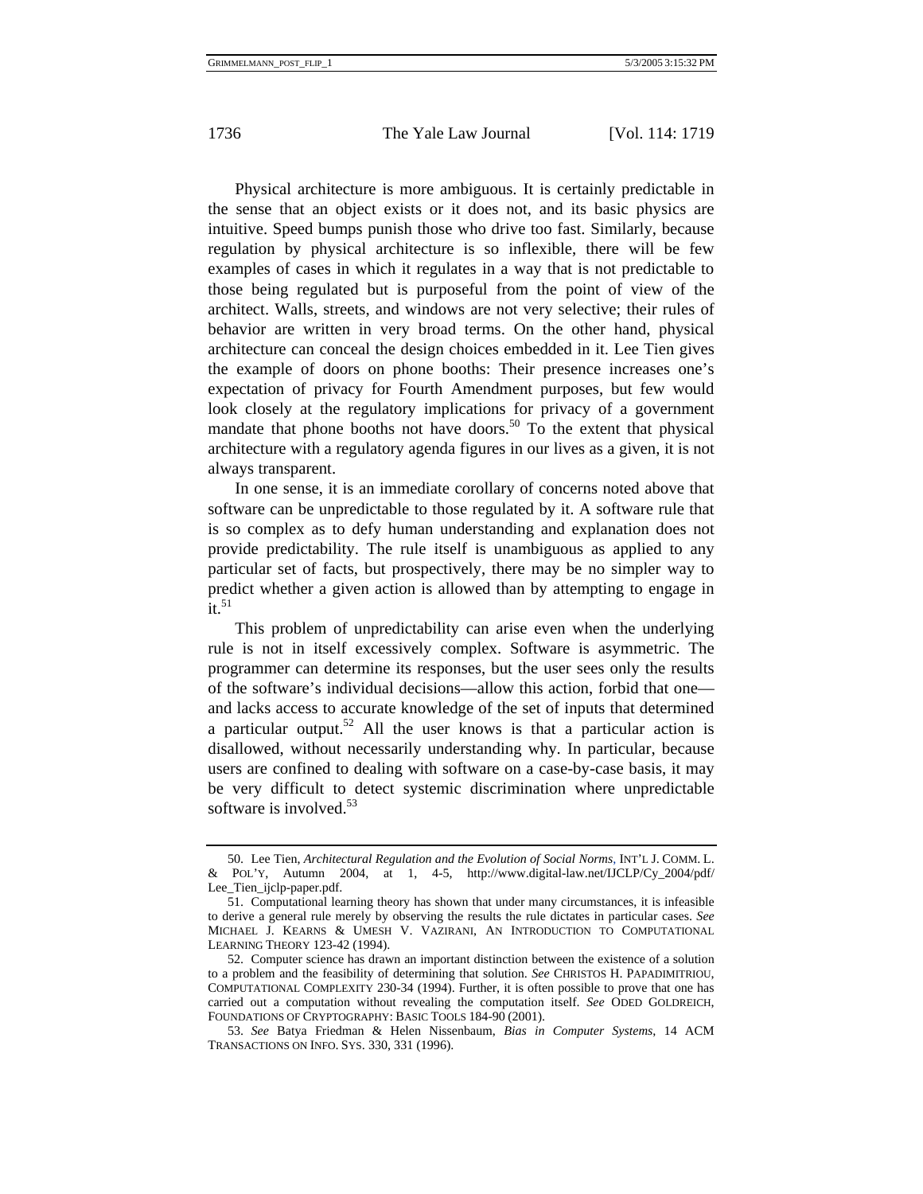Physical architecture is more ambiguous. It is certainly predictable in the sense that an object exists or it does not, and its basic physics are intuitive. Speed bumps punish those who drive too fast. Similarly, because regulation by physical architecture is so inflexible, there will be few examples of cases in which it regulates in a way that is not predictable to those being regulated but is purposeful from the point of view of the architect. Walls, streets, and windows are not very selective; their rules of behavior are written in very broad terms. On the other hand, physical architecture can conceal the design choices embedded in it. Lee Tien gives the example of doors on phone booths: Their presence increases one's expectation of privacy for Fourth Amendment purposes, but few would look closely at the regulatory implications for privacy of a government mandate that phone booths not have doors.[50] To the extent that physical architecture with a regulatory agenda figures in our lives as a given, it is not always transparent.

In one sense, it is an immediate corollary of concerns noted above that software can be unpredictable to those regulated by it. A software rule that is so complex as to defy human understanding and explanation does not provide predictability. The rule itself is unambiguous as applied to any particular set of facts, but prospectively, there may be no simpler way to predict whether a given action is allowed than by attempting to engage in it.[51]

This problem of unpredictability can arise even when the underlying rule is not in itself excessively complex. Software is asymmetric. The programmer can determine its responses, but the user sees only the results of the software's individual decisions—allow this action, forbid that one—and lacks access to accurate knowledge of the set of inputs that determined a particular output.[52] All the user knows is that a particular action is disallowed, without necessarily understanding why. In particular, because users are confined to dealing with software on a case-by-case basis, it may be very difficult to detect systemic discrimination where unpredictable software is involved.[53]

---

50. Lee Tien, *Architectural Regulation and the Evolution of Social Norms*, INT'L J. COMM. L. & POL'Y, Autumn 2004, at 1, 4-5, http://www.digital-law.net/IJCLP/Cy_2004/pdf/Lee_Tien_ijclp-paper.pdf.

51. Computational learning theory has shown that under many circumstances, it is infeasible to derive a general rule merely by observing the results the rule dictates in particular cases. *See* MICHAEL J. KEARNS & UMESH V. VAZIRANI, AN INTRODUCTION TO COMPUTATIONAL LEARNING THEORY 123-42 (1994).

52. Computer science has drawn an important distinction between the existence of a solution to a problem and the feasibility of determining that solution. *See* CHRISTOS H. PAPADIMITRIOU, COMPUTATIONAL COMPLEXITY 230-34 (1994). Further, it is often possible to prove that one has carried out a computation without revealing the computation itself. *See* ODED GOLDREICH, FOUNDATIONS OF CRYPTOGRAPHY: BASIC TOOLS 184-90 (2001).

53. *See* Batya Friedman & Helen Nissenbaum, *Bias in Computer Systems*, 14 ACM TRANSACTIONS ON INFO. SYS. 330, 331 (1996).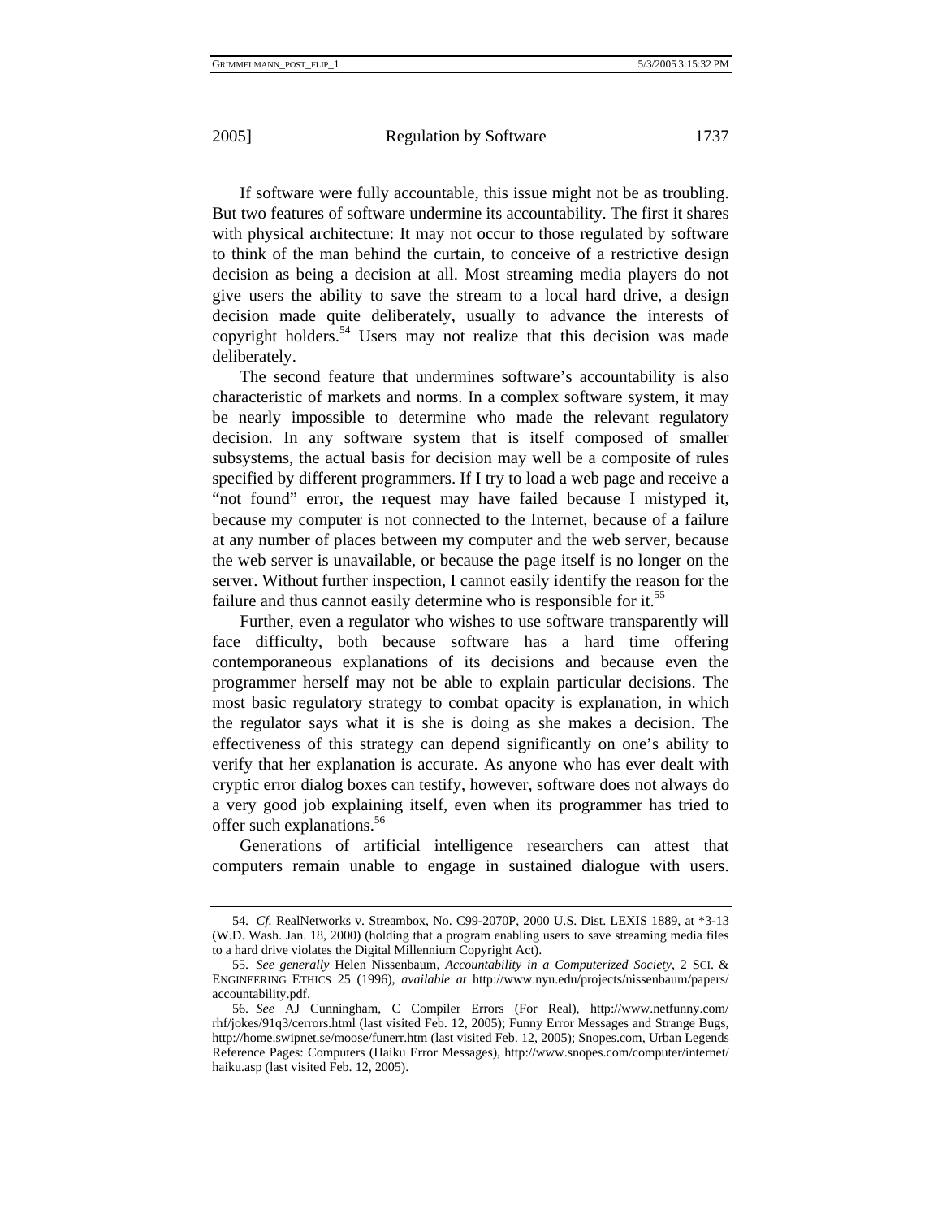If software were fully accountable, this issue might not be as troubling. But two features of software undermine its accountability. The first it shares with physical architecture: It may not occur to those regulated by software to think of the man behind the curtain, to conceive of a restrictive design decision as being a decision at all. Most streaming media players do not give users the ability to save the stream to a local hard drive, a design decision made quite deliberately, usually to advance the interests of copyright holders.[54] Users may not realize that this decision was made deliberately.

The second feature that undermines software's accountability is also characteristic of markets and norms. In a complex software system, it may be nearly impossible to determine who made the relevant regulatory decision. In any software system that is itself composed of smaller subsystems, the actual basis for decision may well be a composite of rules specified by different programmers. If I try to load a web page and receive a "not found" error, the request may have failed because I mistyped it, because my computer is not connected to the Internet, because of a failure at any number of places between my computer and the web server, because the web server is unavailable, or because the page itself is no longer on the server. Without further inspection, I cannot easily identify the reason for the failure and thus cannot easily determine who is responsible for it.[55]

Further, even a regulator who wishes to use software transparently will face difficulty, both because software has a hard time offering contemporaneous explanations of its decisions and because even the programmer herself may not be able to explain particular decisions. The most basic regulatory strategy to combat opacity is explanation, in which the regulator says what it is she is doing as she makes a decision. The effectiveness of this strategy can depend significantly on one's ability to verify that her explanation is accurate. As anyone who has ever dealt with cryptic error dialog boxes can testify, however, software does not always do a very good job explaining itself, even when its programmer has tried to offer such explanations.[56]

Generations of artificial intelligence researchers can attest that computers remain unable to engage in sustained dialogue with users.

---

54. *Cf.* RealNetworks v. Streambox, No. C99-2070P, 2000 U.S. Dist. LEXIS 1889, at *3-13 (W.D. Wash. Jan. 18, 2000) (holding that a program enabling users to save streaming media files to a hard drive violates the Digital Millennium Copyright Act).

55. *See generally* Helen Nissenbaum, *Accountability in a Computerized Society*, 2 SCI. & ENGINEERING ETHICS 25 (1996), *available at* http://www.nyu.edu/projects/nissenbaum/papers/accountability.pdf.

56. *See* AJ Cunningham, C Compiler Errors (For Real), http://www.netfunny.com/rhf/jokes/91q3/cerrors.html (last visited Feb. 12, 2005); Funny Error Messages and Strange Bugs, http://home.swipnet.se/moose/funerr.htm (last visited Feb. 12, 2005); Snopes.com, Urban Legends Reference Pages: Computers (Haiku Error Messages), http://www.snopes.com/computer/internet/haiku.asp (last visited Feb. 12, 2005).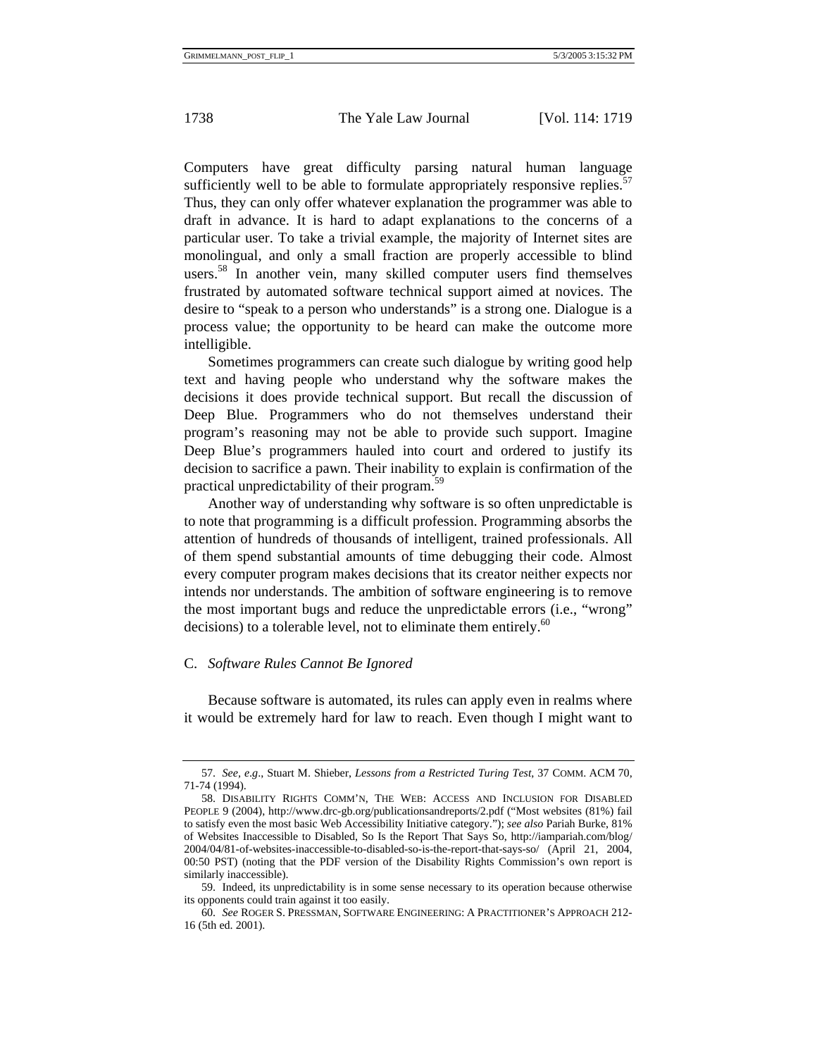Computers have great difficulty parsing natural human language sufficiently well to be able to formulate appropriately responsive replies.[57] Thus, they can only offer whatever explanation the programmer was able to draft in advance. It is hard to adapt explanations to the concerns of a particular user. To take a trivial example, the majority of Internet sites are monolingual, and only a small fraction are properly accessible to blind users.[58] In another vein, many skilled computer users find themselves frustrated by automated software technical support aimed at novices. The desire to "speak to a person who understands" is a strong one. Dialogue is a process value; the opportunity to be heard can make the outcome more intelligible.

Sometimes programmers can create such dialogue by writing good help text and having people who understand why the software makes the decisions it does provide technical support. But recall the discussion of Deep Blue. Programmers who do not themselves understand their program's reasoning may not be able to provide such support. Imagine Deep Blue's programmers hauled into court and ordered to justify its decision to sacrifice a pawn. Their inability to explain is confirmation of the practical unpredictability of their program.[59]

Another way of understanding why software is so often unpredictable is to note that programming is a difficult profession. Programming absorbs the attention of hundreds of thousands of intelligent, trained professionals. All of them spend substantial amounts of time debugging their code. Almost every computer program makes decisions that its creator neither expects nor intends nor understands. The ambition of software engineering is to remove the most important bugs and reduce the unpredictable errors (i.e., "wrong" decisions) to a tolerable level, not to eliminate them entirely.[60]

### C. *Software Rules Cannot Be Ignored*

Because software is automated, its rules can apply even in realms where it would be extremely hard for law to reach. Even though I might want to

---

57. *See, e.g.*, Stuart M. Shieber, *Lessons from a Restricted Turing Test*, 37 COMM. ACM 70, 71-74 (1994).

58. DISABILITY RIGHTS COMM'N, THE WEB: ACCESS AND INCLUSION FOR DISABLED PEOPLE 9 (2004), http://www.drc-gb.org/publicationsandreports/2.pdf ("Most websites (81%) fail to satisfy even the most basic Web Accessibility Initiative category."); *see also* Pariah Burke, 81% of Websites Inaccessible to Disabled, So Is the Report That Says So, http://iampariah.com/blog/2004/04/81-of-websites-inaccessible-to-disabled-so-is-the-report-that-says-so/ (April 21, 2004, 00:50 PST) (noting that the PDF version of the Disability Rights Commission's own report is similarly inaccessible).

59. Indeed, its unpredictability is in some sense necessary to its operation because otherwise its opponents could train against it too easily.

60. *See* ROGER S. PRESSMAN, SOFTWARE ENGINEERING: A PRACTITIONER'S APPROACH 212-16 (5th ed. 2001).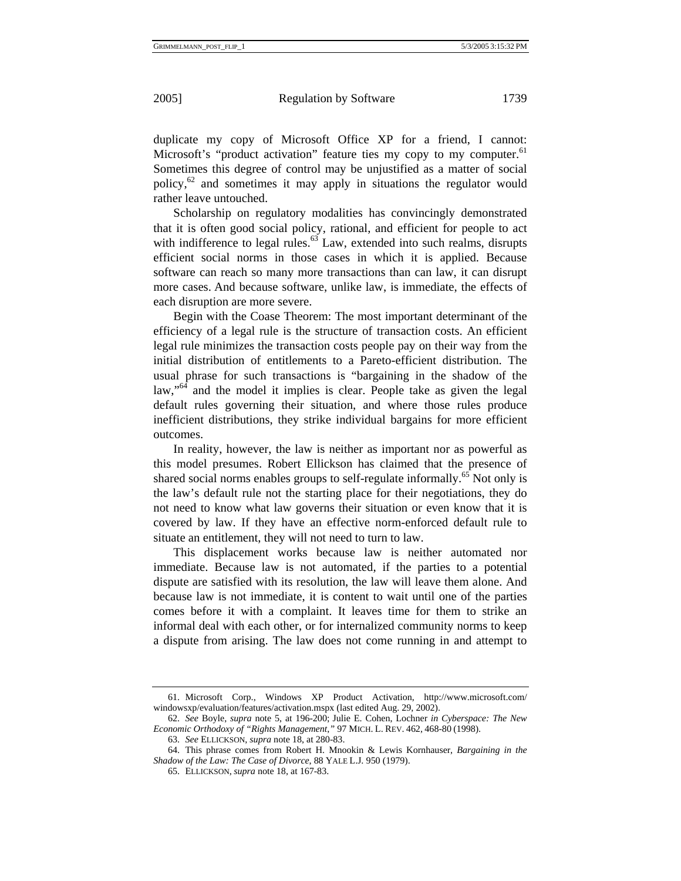duplicate my copy of Microsoft Office XP for a friend, I cannot: Microsoft's "product activation" feature ties my copy to my computer.[61] Sometimes this degree of control may be unjustified as a matter of social policy,[62] and sometimes it may apply in situations the regulator would rather leave untouched.

Scholarship on regulatory modalities has convincingly demonstrated that it is often good social policy, rational, and efficient for people to act with indifference to legal rules.[63] Law, extended into such realms, disrupts efficient social norms in those cases in which it is applied. Because software can reach so many more transactions than can law, it can disrupt more cases. And because software, unlike law, is immediate, the effects of each disruption are more severe.

Begin with the Coase Theorem: The most important determinant of the efficiency of a legal rule is the structure of transaction costs. An efficient legal rule minimizes the transaction costs people pay on their way from the initial distribution of entitlements to a Pareto-efficient distribution. The usual phrase for such transactions is "bargaining in the shadow of the law,"[64] and the model it implies is clear. People take as given the legal default rules governing their situation, and where those rules produce inefficient distributions, they strike individual bargains for more efficient outcomes.

In reality, however, the law is neither as important nor as powerful as this model presumes. Robert Ellickson has claimed that the presence of shared social norms enables groups to self-regulate informally.[65] Not only is the law's default rule not the starting place for their negotiations, they do not need to know what law governs their situation or even know that it is covered by law. If they have an effective norm-enforced default rule to situate an entitlement, they will not need to turn to law.

This displacement works because law is neither automated nor immediate. Because law is not automated, if the parties to a potential dispute are satisfied with its resolution, the law will leave them alone. And because law is not immediate, it is content to wait until one of the parties comes before it with a complaint. It leaves time for them to strike an informal deal with each other, or for internalized community norms to keep a dispute from arising. The law does not come running in and attempt to

---

61. Microsoft Corp., Windows XP Product Activation, http://www.microsoft.com/windowsxp/evaluation/features/activation.mspx (last edited Aug. 29, 2002).

62. *See* Boyle, *supra* note 5, at 196-200; Julie E. Cohen, Lochner *in Cyberspace: The New Economic Orthodoxy of "Rights Management*,*"* 97 MICH. L. REV. 462, 468-80 (1998).

63. *See* ELLICKSON, *supra* note 18, at 280-83.

64. This phrase comes from Robert H. Mnookin & Lewis Kornhauser, *Bargaining in the Shadow of the Law: The Case of Divorce*, 88 YALE L.J. 950 (1979).

65. ELLICKSON, *supra* note 18, at 167-83.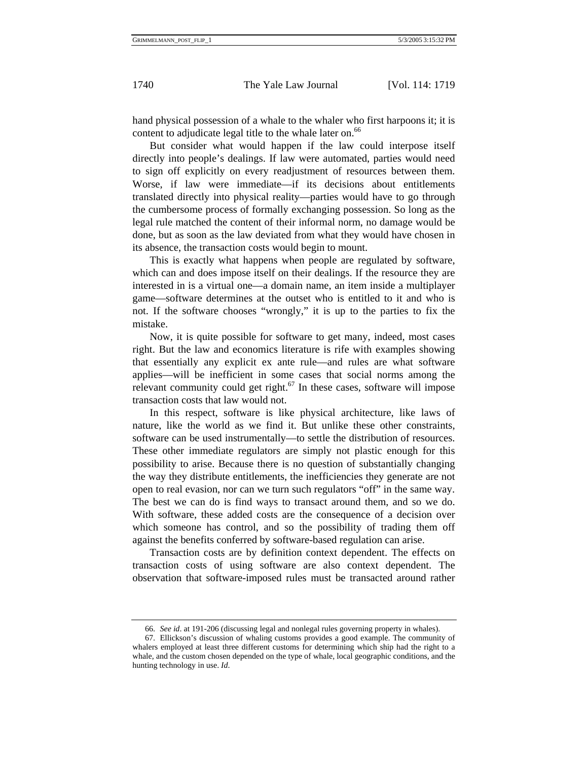hand physical possession of a whale to the whaler who first harpoons it; it is content to adjudicate legal title to the whale later on.[66]

But consider what would happen if the law could interpose itself directly into people's dealings. If law were automated, parties would need to sign off explicitly on every readjustment of resources between them. Worse, if law were immediate—if its decisions about entitlements translated directly into physical reality—parties would have to go through the cumbersome process of formally exchanging possession. So long as the legal rule matched the content of their informal norm, no damage would be done, but as soon as the law deviated from what they would have chosen in its absence, the transaction costs would begin to mount.

This is exactly what happens when people are regulated by software, which can and does impose itself on their dealings. If the resource they are interested in is a virtual one—a domain name, an item inside a multiplayer game—software determines at the outset who is entitled to it and who is not. If the software chooses "wrongly," it is up to the parties to fix the mistake.

Now, it is quite possible for software to get many, indeed, most cases right. But the law and economics literature is rife with examples showing that essentially any explicit ex ante rule—and rules are what software applies—will be inefficient in some cases that social norms among the relevant community could get right.[67] In these cases, software will impose transaction costs that law would not.

In this respect, software is like physical architecture, like laws of nature, like the world as we find it. But unlike these other constraints, software can be used instrumentally—to settle the distribution of resources. These other immediate regulators are simply not plastic enough for this possibility to arise. Because there is no question of substantially changing the way they distribute entitlements, the inefficiencies they generate are not open to real evasion, nor can we turn such regulators "off" in the same way. The best we can do is find ways to transact around them, and so we do. With software, these added costs are the consequence of a decision over which someone has control, and so the possibility of trading them off against the benefits conferred by software-based regulation can arise.

Transaction costs are by definition context dependent. The effects on transaction costs of using software are also context dependent. The observation that software-imposed rules must be transacted around rather

---

66. *See id*. at 191-206 (discussing legal and nonlegal rules governing property in whales).

67. Ellickson's discussion of whaling customs provides a good example. The community of whalers employed at least three different customs for determining which ship had the right to a whale, and the custom chosen depended on the type of whale, local geographic conditions, and the hunting technology in use. *Id*.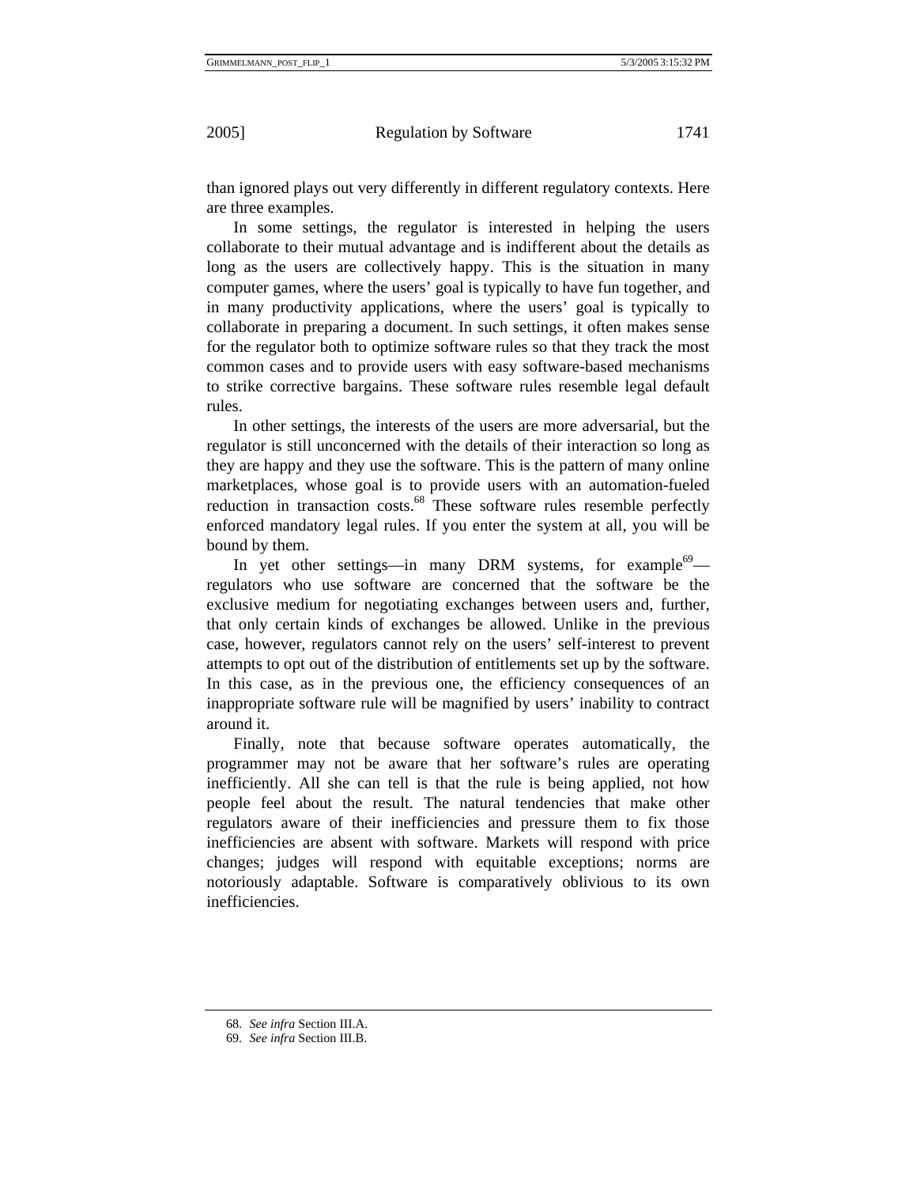than ignored plays out very differently in different regulatory contexts. Here are three examples.

In some settings, the regulator is interested in helping the users collaborate to their mutual advantage and is indifferent about the details as long as the users are collectively happy. This is the situation in many computer games, where the users' goal is typically to have fun together, and in many productivity applications, where the users' goal is typically to collaborate in preparing a document. In such settings, it often makes sense for the regulator both to optimize software rules so that they track the most common cases and to provide users with easy software-based mechanisms to strike corrective bargains. These software rules resemble legal default rules.

In other settings, the interests of the users are more adversarial, but the regulator is still unconcerned with the details of their interaction so long as they are happy and they use the software. This is the pattern of many online marketplaces, whose goal is to provide users with an automation-fueled reduction in transaction costs.[68] These software rules resemble perfectly enforced mandatory legal rules. If you enter the system at all, you will be bound by them.

In yet other settings—in many DRM systems, for example[69]—regulators who use software are concerned that the software be the exclusive medium for negotiating exchanges between users and, further, that only certain kinds of exchanges be allowed. Unlike in the previous case, however, regulators cannot rely on the users' self-interest to prevent attempts to opt out of the distribution of entitlements set up by the software. In this case, as in the previous one, the efficiency consequences of an inappropriate software rule will be magnified by users' inability to contract around it.

Finally, note that because software operates automatically, the programmer may not be aware that her software's rules are operating inefficiently. All she can tell is that the rule is being applied, not how people feel about the result. The natural tendencies that make other regulators aware of their inefficiencies and pressure them to fix those inefficiencies are absent with software. Markets will respond with price changes; judges will respond with equitable exceptions; norms are notoriously adaptable. Software is comparatively oblivious to its own inefficiencies.

---

68. *See infra* Section III.A.

69. *See infra* Section III.B.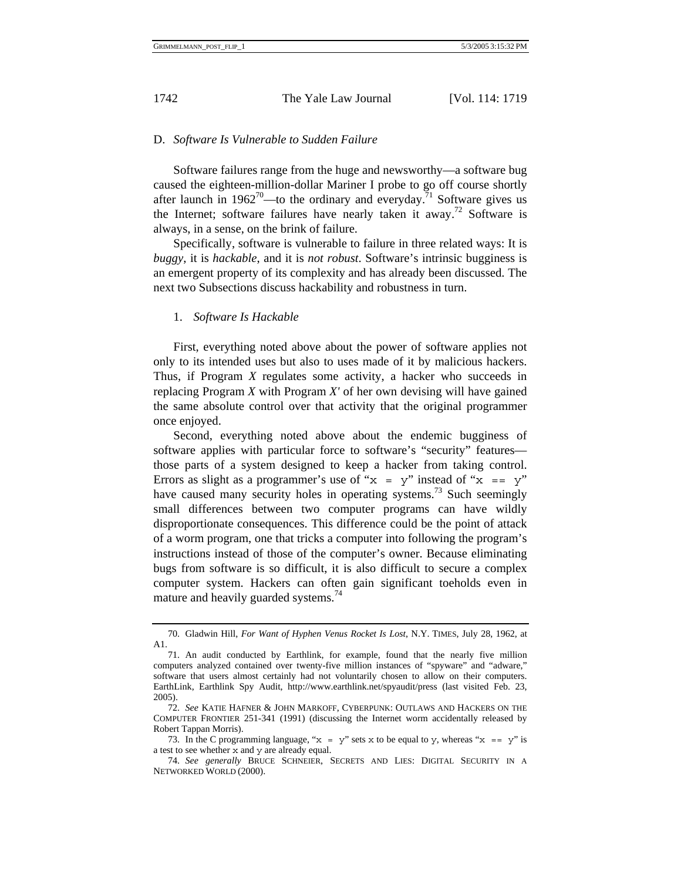### D. *Software Is Vulnerable to Sudden Failure*

Software failures range from the huge and newsworthy—a software bug caused the eighteen-million-dollar Mariner I probe to go off course shortly after launch in 1962[70]—to the ordinary and everyday.[71] Software gives us the Internet; software failures have nearly taken it away.[72] Software is always, in a sense, on the brink of failure.

Specifically, software is vulnerable to failure in three related ways: It is *buggy*, it is *hackable*, and it is *not robust*. Software's intrinsic bugginess is an emergent property of its complexity and has already been discussed. The next two Subsections discuss hackability and robustness in turn.

#### 1. *Software Is Hackable*

First, everything noted above about the power of software applies not only to its intended uses but also to uses made of it by malicious hackers. Thus, if Program *X* regulates some activity, a hacker who succeeds in replacing Program *X* with Program *X′* of her own devising will have gained the same absolute control over that activity that the original programmer once enjoyed.

Second, everything noted above about the endemic bugginess of software applies with particular force to software's "security" features—those parts of a system designed to keep a hacker from taking control. Errors as slight as a programmer's use of "`x = y`" instead of "`x == y`" have caused many security holes in operating systems.[73] Such seemingly small differences between two computer programs can have wildly disproportionate consequences. This difference could be the point of attack of a worm program, one that tricks a computer into following the program's instructions instead of those of the computer's owner. Because eliminating bugs from software is so difficult, it is also difficult to secure a complex computer system. Hackers can often gain significant toeholds even in mature and heavily guarded systems.[74]

---

70. Gladwin Hill, *For Want of Hyphen Venus Rocket Is Lost*, N.Y. TIMES, July 28, 1962, at A1.

71. An audit conducted by Earthlink, for example, found that the nearly five million computers analyzed contained over twenty-five million instances of "spyware" and "adware," software that users almost certainly had not voluntarily chosen to allow on their computers. EarthLink, Earthlink Spy Audit, http://www.earthlink.net/spyaudit/press (last visited Feb. 23, 2005).

72. *See* KATIE HAFNER & JOHN MARKOFF, CYBERPUNK: OUTLAWS AND HACKERS ON THE COMPUTER FRONTIER 251-341 (1991) (discussing the Internet worm accidentally released by Robert Tappan Morris).

73. In the C programming language, "`x = y`" sets `x` to be equal to `y`, whereas "`x == y`" is a test to see whether `x` and `y` are already equal.

74. *See generally* BRUCE SCHNEIER, SECRETS AND LIES: DIGITAL SECURITY IN A NETWORKED WORLD (2000).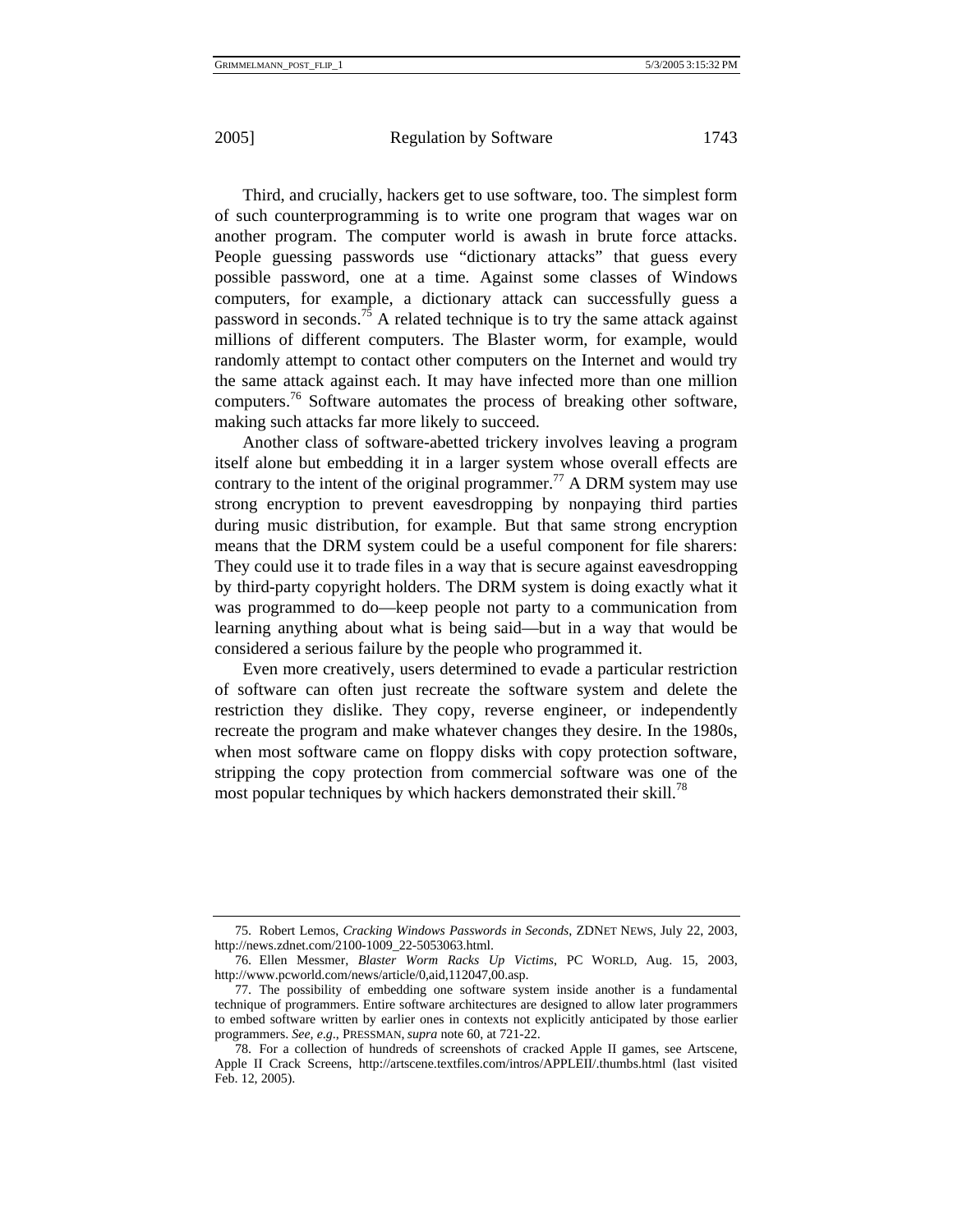Third, and crucially, hackers get to use software, too. The simplest form of such counterprogramming is to write one program that wages war on another program. The computer world is awash in brute force attacks. People guessing passwords use "dictionary attacks" that guess every possible password, one at a time. Against some classes of Windows computers, for example, a dictionary attack can successfully guess a password in seconds.[75] A related technique is to try the same attack against millions of different computers. The Blaster worm, for example, would randomly attempt to contact other computers on the Internet and would try the same attack against each. It may have infected more than one million computers.[76] Software automates the process of breaking other software, making such attacks far more likely to succeed.

Another class of software-abetted trickery involves leaving a program itself alone but embedding it in a larger system whose overall effects are contrary to the intent of the original programmer.[77] A DRM system may use strong encryption to prevent eavesdropping by nonpaying third parties during music distribution, for example. But that same strong encryption means that the DRM system could be a useful component for file sharers: They could use it to trade files in a way that is secure against eavesdropping by third-party copyright holders. The DRM system is doing exactly what it was programmed to do—keep people not party to a communication from learning anything about what is being said—but in a way that would be considered a serious failure by the people who programmed it.

Even more creatively, users determined to evade a particular restriction of software can often just recreate the software system and delete the restriction they dislike. They copy, reverse engineer, or independently recreate the program and make whatever changes they desire. In the 1980s, when most software came on floppy disks with copy protection software, stripping the copy protection from commercial software was one of the most popular techniques by which hackers demonstrated their skill.[78]

---

75. Robert Lemos, *Cracking Windows Passwords in Seconds*, ZDNET NEWS, July 22, 2003, http://news.zdnet.com/2100-1009_22-5053063.html.

76. Ellen Messmer, *Blaster Worm Racks Up Victims*, PC WORLD, Aug. 15, 2003, http://www.pcworld.com/news/article/0,aid,112047,00.asp.

77. The possibility of embedding one software system inside another is a fundamental technique of programmers. Entire software architectures are designed to allow later programmers to embed software written by earlier ones in contexts not explicitly anticipated by those earlier programmers. *See, e.g.*, PRESSMAN, *supra* note 60, at 721-22.

78. For a collection of hundreds of screenshots of cracked Apple II games, see Artscene, Apple II Crack Screens, http://artscene.textfiles.com/intros/APPLEII/.thumbs.html (last visited Feb. 12, 2005).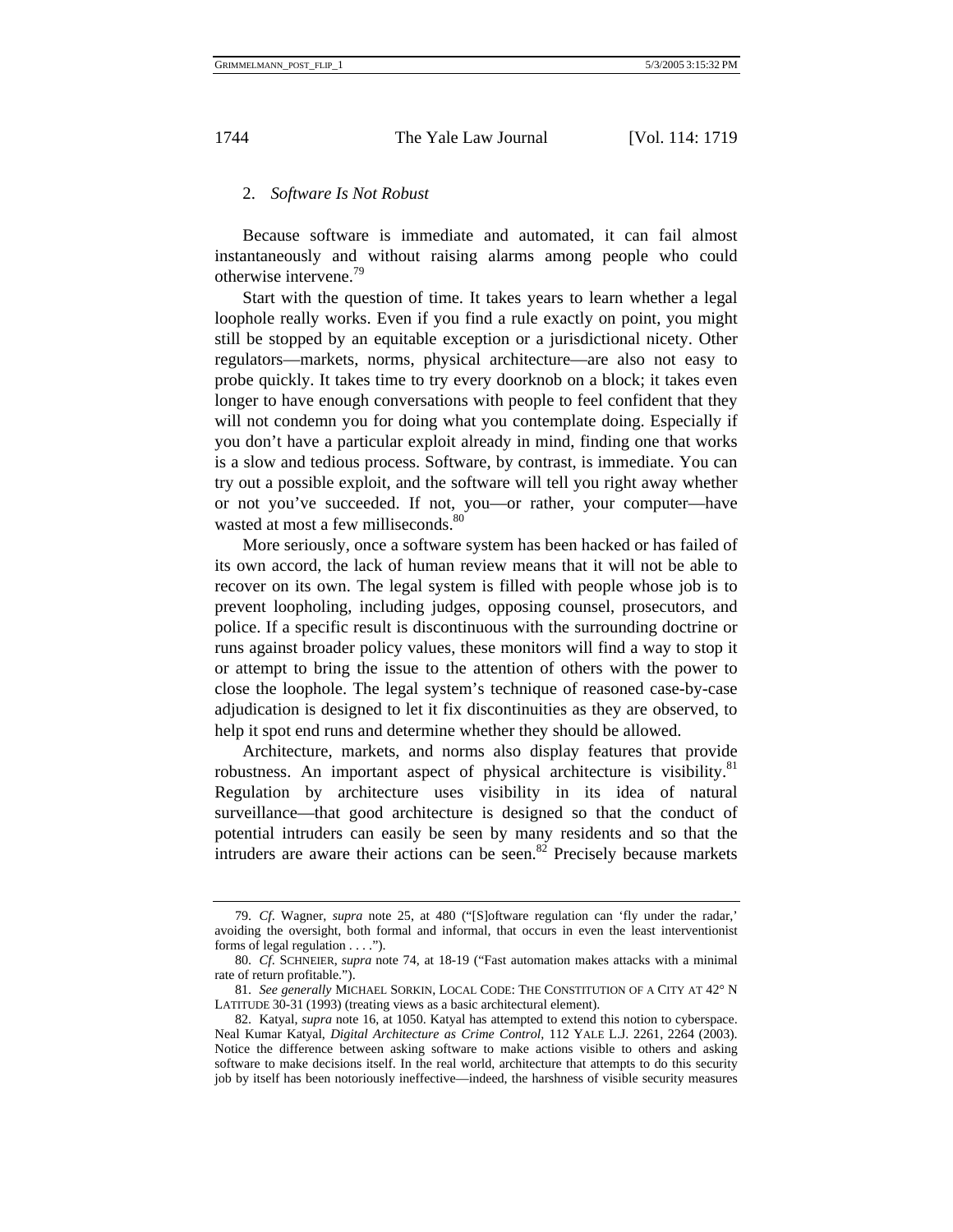### 2. *Software Is Not Robust*

Because software is immediate and automated, it can fail almost instantaneously and without raising alarms among people who could otherwise intervene.[79]

Start with the question of time. It takes years to learn whether a legal loophole really works. Even if you find a rule exactly on point, you might still be stopped by an equitable exception or a jurisdictional nicety. Other regulators—markets, norms, physical architecture—are also not easy to probe quickly. It takes time to try every doorknob on a block; it takes even longer to have enough conversations with people to feel confident that they will not condemn you for doing what you contemplate doing. Especially if you don't have a particular exploit already in mind, finding one that works is a slow and tedious process. Software, by contrast, is immediate. You can try out a possible exploit, and the software will tell you right away whether or not you've succeeded. If not, you—or rather, your computer—have wasted at most a few milliseconds.[80]

More seriously, once a software system has been hacked or has failed of its own accord, the lack of human review means that it will not be able to recover on its own. The legal system is filled with people whose job is to prevent loopholing, including judges, opposing counsel, prosecutors, and police. If a specific result is discontinuous with the surrounding doctrine or runs against broader policy values, these monitors will find a way to stop it or attempt to bring the issue to the attention of others with the power to close the loophole. The legal system's technique of reasoned case-by-case adjudication is designed to let it fix discontinuities as they are observed, to help it spot end runs and determine whether they should be allowed.

Architecture, markets, and norms also display features that provide robustness. An important aspect of physical architecture is visibility.[81] Regulation by architecture uses visibility in its idea of natural surveillance—that good architecture is designed so that the conduct of potential intruders can easily be seen by many residents and so that the intruders are aware their actions can be seen.[82] Precisely because markets

---

79. *Cf.* Wagner, *supra* note 25, at 480 ("[S]oftware regulation can 'fly under the radar,' avoiding the oversight, both formal and informal, that occurs in even the least interventionist forms of legal regulation . . . .").

80. *Cf.* SCHNEIER, *supra* note 74, at 18-19 ("Fast automation makes attacks with a minimal rate of return profitable.").

81. *See generally* MICHAEL SORKIN, LOCAL CODE: THE CONSTITUTION OF A CITY AT 42° N LATITUDE 30-31 (1993) (treating views as a basic architectural element).

82. Katyal, *supra* note 16, at 1050. Katyal has attempted to extend this notion to cyberspace. Neal Kumar Katyal, *Digital Architecture as Crime Control*, 112 YALE L.J. 2261, 2264 (2003). Notice the difference between asking software to make actions visible to others and asking software to make decisions itself. In the real world, architecture that attempts to do this security job by itself has been notoriously ineffective—indeed, the harshness of visible security measures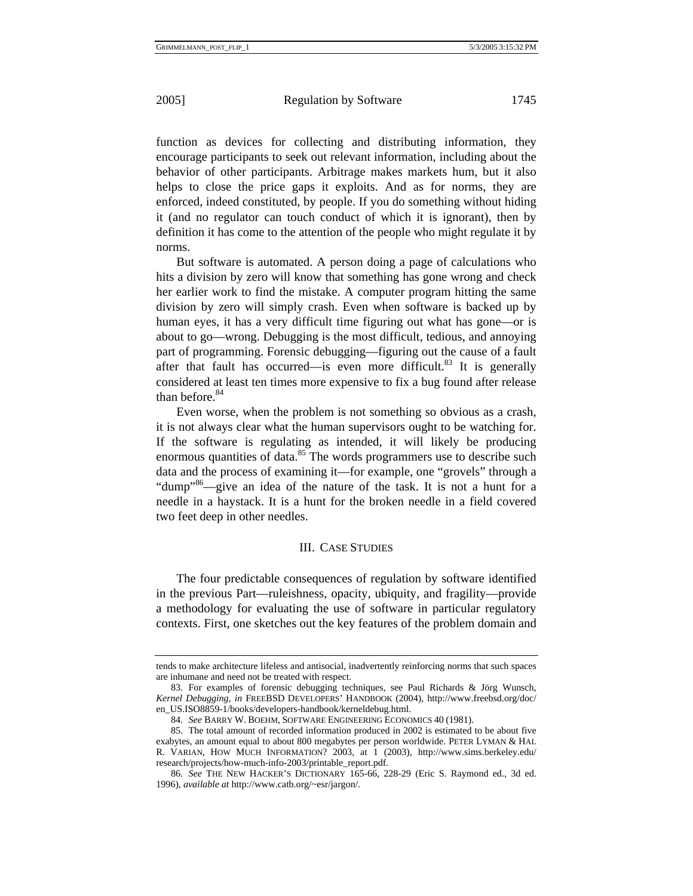function as devices for collecting and distributing information, they encourage participants to seek out relevant information, including about the behavior of other participants. Arbitrage makes markets hum, but it also helps to close the price gaps it exploits. And as for norms, they are enforced, indeed constituted, by people. If you do something without hiding it (and no regulator can touch conduct of which it is ignorant), then by definition it has come to the attention of the people who might regulate it by norms.

But software is automated. A person doing a page of calculations who hits a division by zero will know that something has gone wrong and check her earlier work to find the mistake. A computer program hitting the same division by zero will simply crash. Even when software is backed up by human eyes, it has a very difficult time figuring out what has gone—or is about to go—wrong. Debugging is the most difficult, tedious, and annoying part of programming. Forensic debugging—figuring out the cause of a fault after that fault has occurred—is even more difficult.[83] It is generally considered at least ten times more expensive to fix a bug found after release than before.[84]

Even worse, when the problem is not something so obvious as a crash, it is not always clear what the human supervisors ought to be watching for. If the software is regulating as intended, it will likely be producing enormous quantities of data.[85] The words programmers use to describe such data and the process of examining it—for example, one "grovels" through a "dump"[86]—give an idea of the nature of the task. It is not a hunt for a needle in a haystack. It is a hunt for the broken needle in a field covered two feet deep in other needles.

## III. Case Studies

The four predictable consequences of regulation by software identified in the previous Part—ruleishness, opacity, ubiquity, and fragility—provide a methodology for evaluating the use of software in particular regulatory contexts. First, one sketches out the key features of the problem domain and

---

tends to make architecture lifeless and antisocial, inadvertently reinforcing norms that such spaces are inhumane and need not be treated with respect.

83. For examples of forensic debugging techniques, see Paul Richards & Jörg Wunsch, *Kernel Debugging*, *in* FreeBSD Developers' Handbook (2004), http://www.freebsd.org/doc/en_US.ISO8859-1/books/developers-handbook/kerneldebug.html.

84. *See* Barry W. Boehm, Software Engineering Economics 40 (1981).

85. The total amount of recorded information produced in 2002 is estimated to be about five exabytes, an amount equal to about 800 megabytes per person worldwide. Peter Lyman & Hal R. Varian, How Much Information? 2003, at 1 (2003), http://www.sims.berkeley.edu/research/projects/how-much-info-2003/printable_report.pdf.

86. *See* The New Hacker's Dictionary 165-66, 228-29 (Eric S. Raymond ed., 3d ed. 1996), *available at* http://www.catb.org/~esr/jargon/.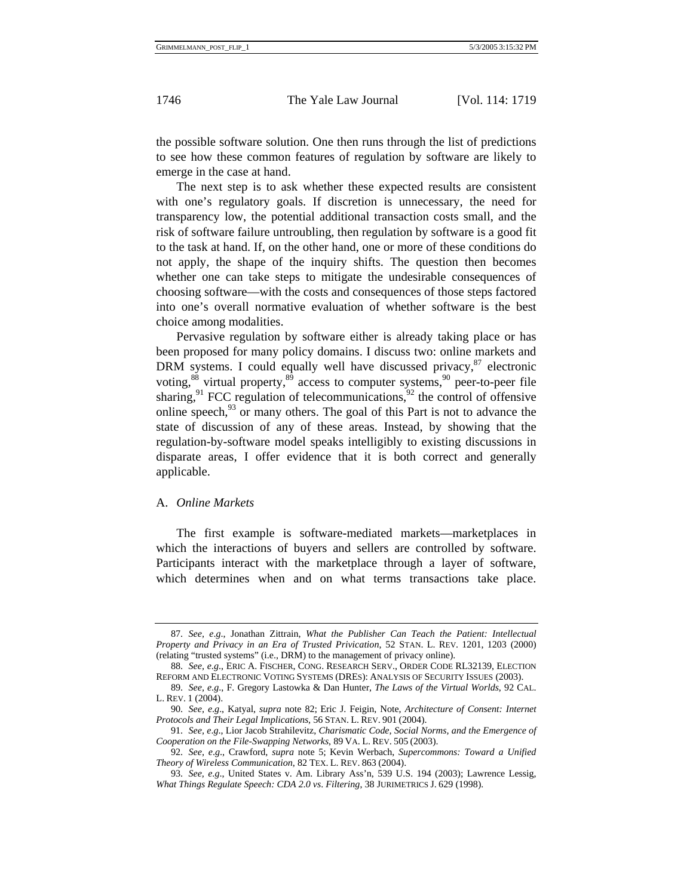the possible software solution. One then runs through the list of predictions to see how these common features of regulation by software are likely to emerge in the case at hand.

The next step is to ask whether these expected results are consistent with one's regulatory goals. If discretion is unnecessary, the need for transparency low, the potential additional transaction costs small, and the risk of software failure untroubling, then regulation by software is a good fit to the task at hand. If, on the other hand, one or more of these conditions do not apply, the shape of the inquiry shifts. The question then becomes whether one can take steps to mitigate the undesirable consequences of choosing software—with the costs and consequences of those steps factored into one's overall normative evaluation of whether software is the best choice among modalities.

Pervasive regulation by software either is already taking place or has been proposed for many policy domains. I discuss two: online markets and DRM systems. I could equally well have discussed privacy,[87] electronic voting,[88] virtual property,[89] access to computer systems,[90] peer-to-peer file sharing,[91] FCC regulation of telecommunications,[92] the control of offensive online speech,[93] or many others. The goal of this Part is not to advance the state of discussion of any of these areas. Instead, by showing that the regulation-by-software model speaks intelligibly to existing discussions in disparate areas, I offer evidence that it is both correct and generally applicable.

## A. *Online Markets*

The first example is software-mediated markets—marketplaces in which the interactions of buyers and sellers are controlled by software. Participants interact with the marketplace through a layer of software, which determines when and on what terms transactions take place.

---

87. *See, e.g.*, Jonathan Zittrain, *What the Publisher Can Teach the Patient: Intellectual Property and Privacy in an Era of Trusted Privication*, 52 STAN. L. REV. 1201, 1203 (2000) (relating "trusted systems" (i.e., DRM) to the management of privacy online).

88. *See, e.g.*, ERIC A. FISCHER, CONG. RESEARCH SERV., ORDER CODE RL32139, ELECTION REFORM AND ELECTRONIC VOTING SYSTEMS (DREs): ANALYSIS OF SECURITY ISSUES (2003).

89. *See, e.g.*, F. Gregory Lastowka & Dan Hunter, *The Laws of the Virtual Worlds*, 92 CAL. L. REV. 1 (2004).

90. *See, e.g.*, Katyal, *supra* note 82; Eric J. Feigin, Note, *Architecture of Consent: Internet Protocols and Their Legal Implications*, 56 STAN. L. REV. 901 (2004).

91. *See, e.g.*, Lior Jacob Strahilevitz, *Charismatic Code, Social Norms, and the Emergence of Cooperation on the File-Swapping Networks*, 89 VA. L. REV. 505 (2003).

92. *See, e.g.*, Crawford, *supra* note 5; Kevin Werbach, *Supercommons: Toward a Unified Theory of Wireless Communication*, 82 TEX. L. REV. 863 (2004).

93. *See, e.g.*, United States v. Am. Library Ass'n, 539 U.S. 194 (2003); Lawrence Lessig, *What Things Regulate Speech: CDA 2.0 vs. Filtering*, 38 JURIMETRICS J. 629 (1998).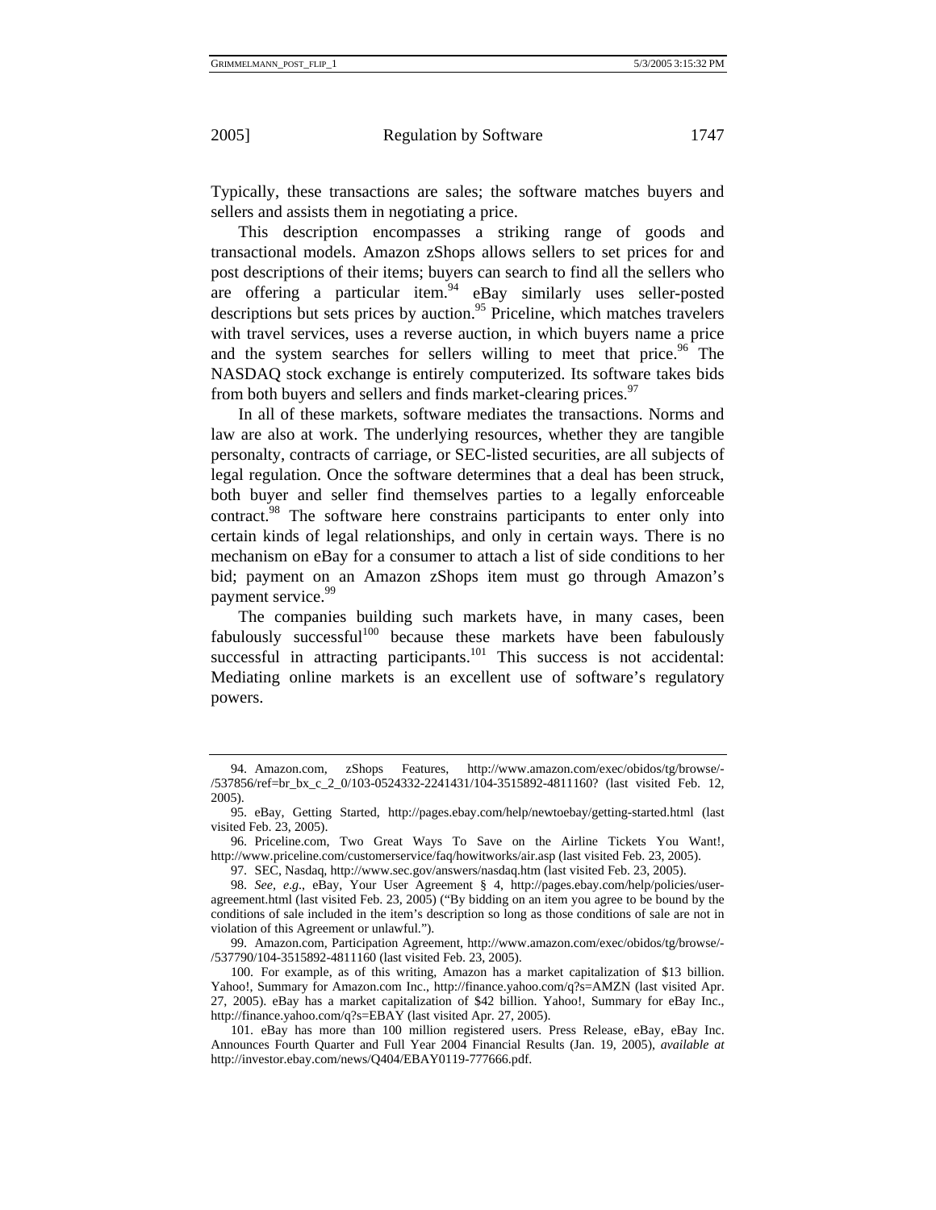Typically, these transactions are sales; the software matches buyers and sellers and assists them in negotiating a price.

This description encompasses a striking range of goods and transactional models. Amazon zShops allows sellers to set prices for and post descriptions of their items; buyers can search to find all the sellers who are offering a particular item.[94] eBay similarly uses seller-posted descriptions but sets prices by auction.[95] Priceline, which matches travelers with travel services, uses a reverse auction, in which buyers name a price and the system searches for sellers willing to meet that price.[96] The NASDAQ stock exchange is entirely computerized. Its software takes bids from both buyers and sellers and finds market-clearing prices.[97]

In all of these markets, software mediates the transactions. Norms and law are also at work. The underlying resources, whether they are tangible personalty, contracts of carriage, or SEC-listed securities, are all subjects of legal regulation. Once the software determines that a deal has been struck, both buyer and seller find themselves parties to a legally enforceable contract.[98] The software here constrains participants to enter only into certain kinds of legal relationships, and only in certain ways. There is no mechanism on eBay for a consumer to attach a list of side conditions to her bid; payment on an Amazon zShops item must go through Amazon's payment service.[99]

The companies building such markets have, in many cases, been fabulously successful[100] because these markets have been fabulously successful in attracting participants.[101] This success is not accidental: Mediating online markets is an excellent use of software's regulatory powers.

---

94. Amazon.com, zShops Features, http://www.amazon.com/exec/obidos/tg/browse/-/537856/ref=br_bx_c_2_0/103-0524332-2241431/104-3515892-4811160? (last visited Feb. 12, 2005).

95. eBay, Getting Started, http://pages.ebay.com/help/newtoebay/getting-started.html (last visited Feb. 23, 2005).

96. Priceline.com, Two Great Ways To Save on the Airline Tickets You Want!, http://www.priceline.com/customerservice/faq/howitworks/air.asp (last visited Feb. 23, 2005).

97. SEC, Nasdaq, http://www.sec.gov/answers/nasdaq.htm (last visited Feb. 23, 2005).

98. *See, e.g.*, eBay, Your User Agreement § 4, http://pages.ebay.com/help/policies/user-agreement.html (last visited Feb. 23, 2005) ("By bidding on an item you agree to be bound by the conditions of sale included in the item's description so long as those conditions of sale are not in violation of this Agreement or unlawful.").

99. Amazon.com, Participation Agreement, http://www.amazon.com/exec/obidos/tg/browse/-/537790/104-3515892-4811160 (last visited Feb. 23, 2005).

100. For example, as of this writing, Amazon has a market capitalization of $13 billion. Yahoo!, Summary for Amazon.com Inc., http://finance.yahoo.com/q?s=AMZN (last visited Apr. 27, 2005). eBay has a market capitalization of $42 billion. Yahoo!, Summary for eBay Inc., http://finance.yahoo.com/q?s=EBAY (last visited Apr. 27, 2005).

101. eBay has more than 100 million registered users. Press Release, eBay, eBay Inc. Announces Fourth Quarter and Full Year 2004 Financial Results (Jan. 19, 2005), *available at* http://investor.ebay.com/news/Q404/EBAY0119-777666.pdf.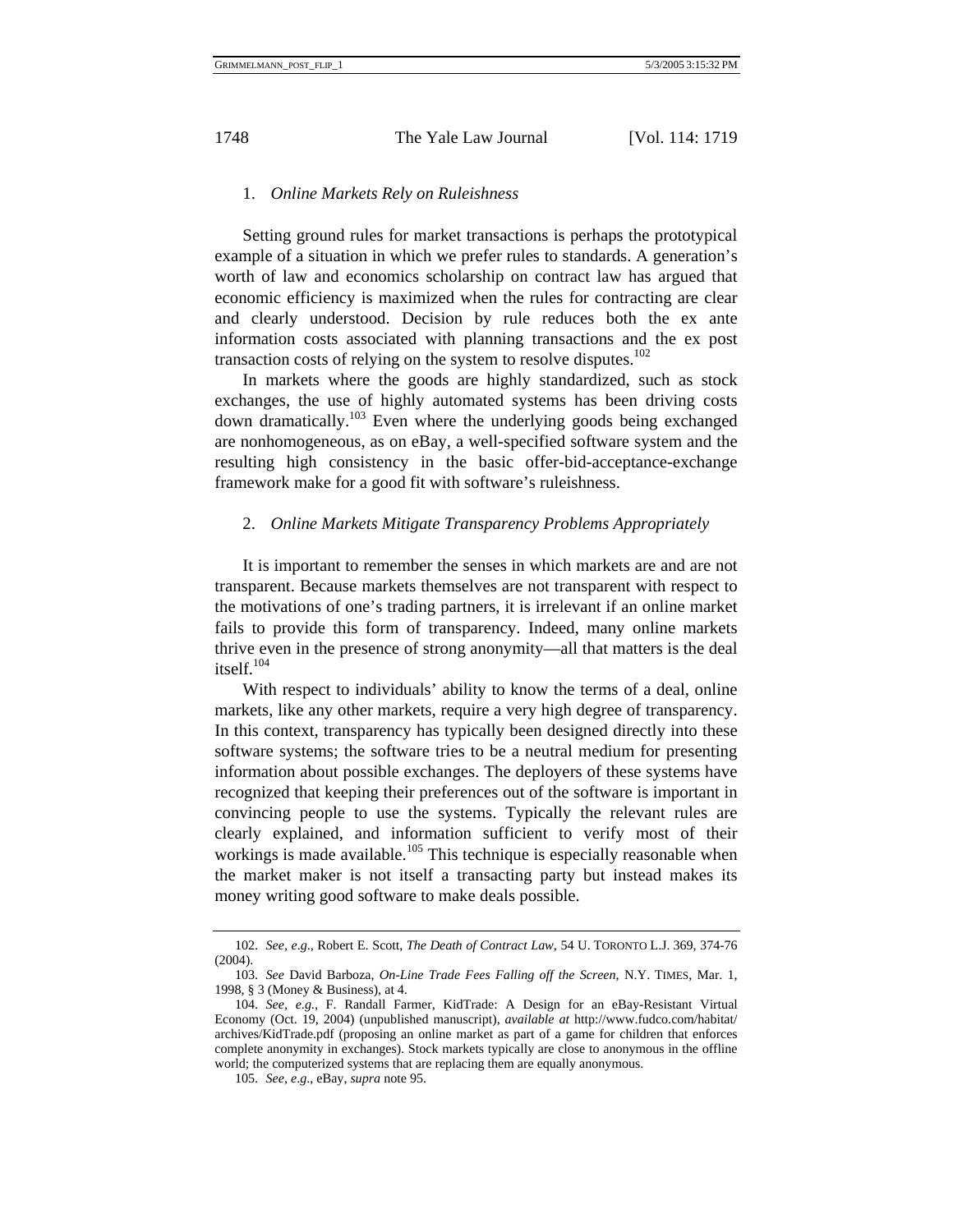### 1. *Online Markets Rely on Ruleishness*

Setting ground rules for market transactions is perhaps the prototypical example of a situation in which we prefer rules to standards. A generation's worth of law and economics scholarship on contract law has argued that economic efficiency is maximized when the rules for contracting are clear and clearly understood. Decision by rule reduces both the ex ante information costs associated with planning transactions and the ex post transaction costs of relying on the system to resolve disputes.[102]

In markets where the goods are highly standardized, such as stock exchanges, the use of highly automated systems has been driving costs down dramatically.[103] Even where the underlying goods being exchanged are nonhomogeneous, as on eBay, a well-specified software system and the resulting high consistency in the basic offer-bid-acceptance-exchange framework make for a good fit with software's ruleishness.

### 2. *Online Markets Mitigate Transparency Problems Appropriately*

It is important to remember the senses in which markets are and are not transparent. Because markets themselves are not transparent with respect to the motivations of one's trading partners, it is irrelevant if an online market fails to provide this form of transparency. Indeed, many online markets thrive even in the presence of strong anonymity—all that matters is the deal itself.[104]

With respect to individuals' ability to know the terms of a deal, online markets, like any other markets, require a very high degree of transparency. In this context, transparency has typically been designed directly into these software systems; the software tries to be a neutral medium for presenting information about possible exchanges. The deployers of these systems have recognized that keeping their preferences out of the software is important in convincing people to use the systems. Typically the relevant rules are clearly explained, and information sufficient to verify most of their workings is made available.[105] This technique is especially reasonable when the market maker is not itself a transacting party but instead makes its money writing good software to make deals possible.

---

102. *See, e.g.*, Robert E. Scott, *The Death of Contract Law*, 54 U. TORONTO L.J. 369, 374-76 (2004).

103. *See* David Barboza, *On-Line Trade Fees Falling off the Screen*, N.Y. TIMES, Mar. 1, 1998, § 3 (Money & Business), at 4.

104. *See, e.g.*, F. Randall Farmer, KidTrade: A Design for an eBay-Resistant Virtual Economy (Oct. 19, 2004) (unpublished manuscript), *available at* http://www.fudco.com/habitat/archives/KidTrade.pdf (proposing an online market as part of a game for children that enforces complete anonymity in exchanges). Stock markets typically are close to anonymous in the offline world; the computerized systems that are replacing them are equally anonymous.

105. *See, e.g.*, eBay, *supra* note 95.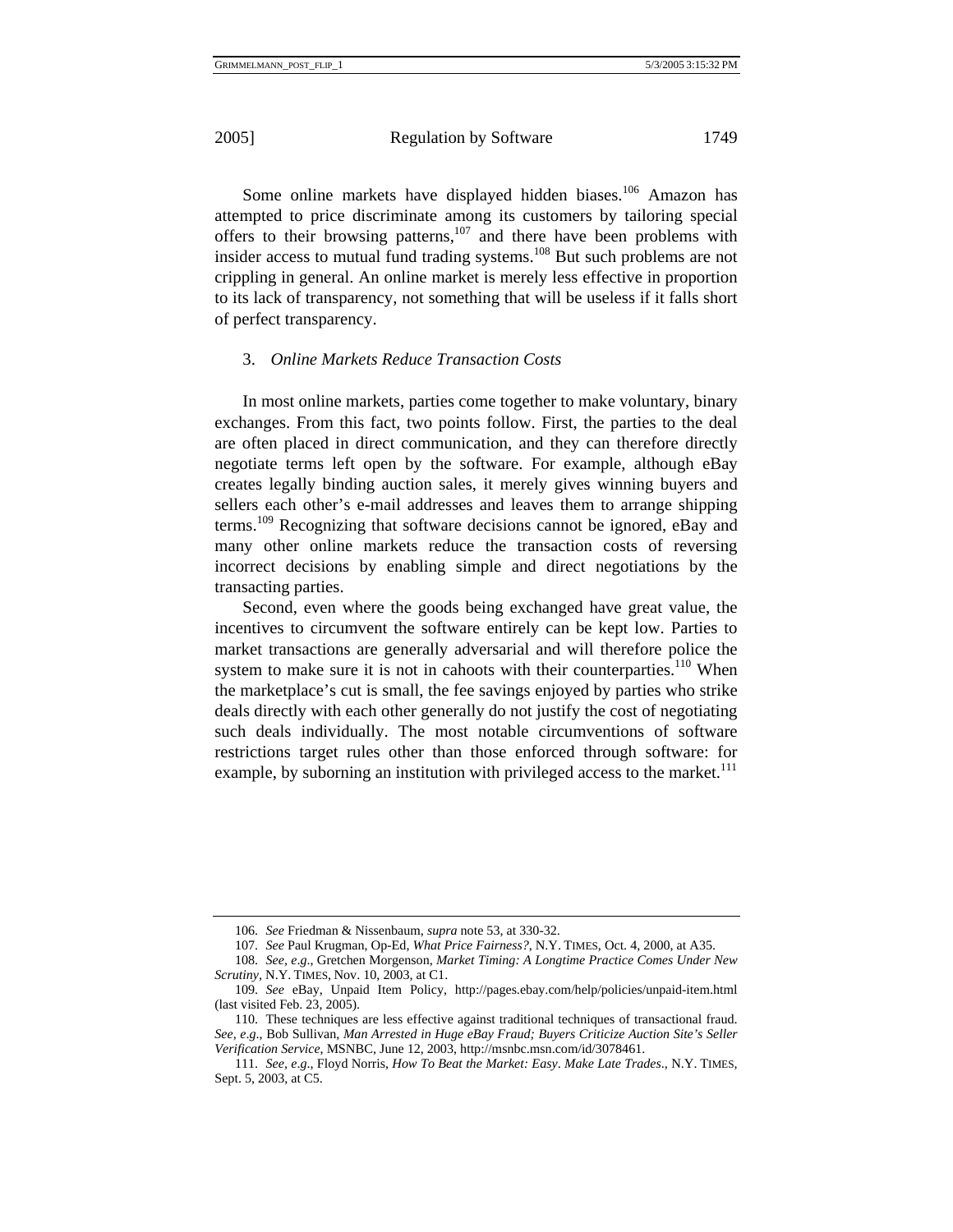Some online markets have displayed hidden biases.[106] Amazon has attempted to price discriminate among its customers by tailoring special offers to their browsing patterns,[107] and there have been problems with insider access to mutual fund trading systems.[108] But such problems are not crippling in general. An online market is merely less effective in proportion to its lack of transparency, not something that will be useless if it falls short of perfect transparency.

### 3. *Online Markets Reduce Transaction Costs*

In most online markets, parties come together to make voluntary, binary exchanges. From this fact, two points follow. First, the parties to the deal are often placed in direct communication, and they can therefore directly negotiate terms left open by the software. For example, although eBay creates legally binding auction sales, it merely gives winning buyers and sellers each other's e-mail addresses and leaves them to arrange shipping terms.[109] Recognizing that software decisions cannot be ignored, eBay and many other online markets reduce the transaction costs of reversing incorrect decisions by enabling simple and direct negotiations by the transacting parties.

Second, even where the goods being exchanged have great value, the incentives to circumvent the software entirely can be kept low. Parties to market transactions are generally adversarial and will therefore police the system to make sure it is not in cahoots with their counterparties.[110] When the marketplace's cut is small, the fee savings enjoyed by parties who strike deals directly with each other generally do not justify the cost of negotiating such deals individually. The most notable circumventions of software restrictions target rules other than those enforced through software: for example, by suborning an institution with privileged access to the market.[111]

---

106. *See* Friedman & Nissenbaum, *supra* note 53, at 330-32.

107. *See* Paul Krugman, Op-Ed, *What Price Fairness?*, N.Y. TIMES, Oct. 4, 2000, at A35.

108. *See, e.g.*, Gretchen Morgenson, *Market Timing: A Longtime Practice Comes Under New Scrutiny*, N.Y. TIMES, Nov. 10, 2003, at C1.

109. *See* eBay, Unpaid Item Policy, http://pages.ebay.com/help/policies/unpaid-item.html (last visited Feb. 23, 2005).

110. These techniques are less effective against traditional techniques of transactional fraud. *See, e.g.*, Bob Sullivan, *Man Arrested in Huge eBay Fraud; Buyers Criticize Auction Site's Seller Verification Service*, MSNBC, June 12, 2003, http://msnbc.msn.com/id/3078461.

111. *See, e.g.*, Floyd Norris, *How To Beat the Market: Easy. Make Late Trades.*, N.Y. TIMES, Sept. 5, 2003, at C5.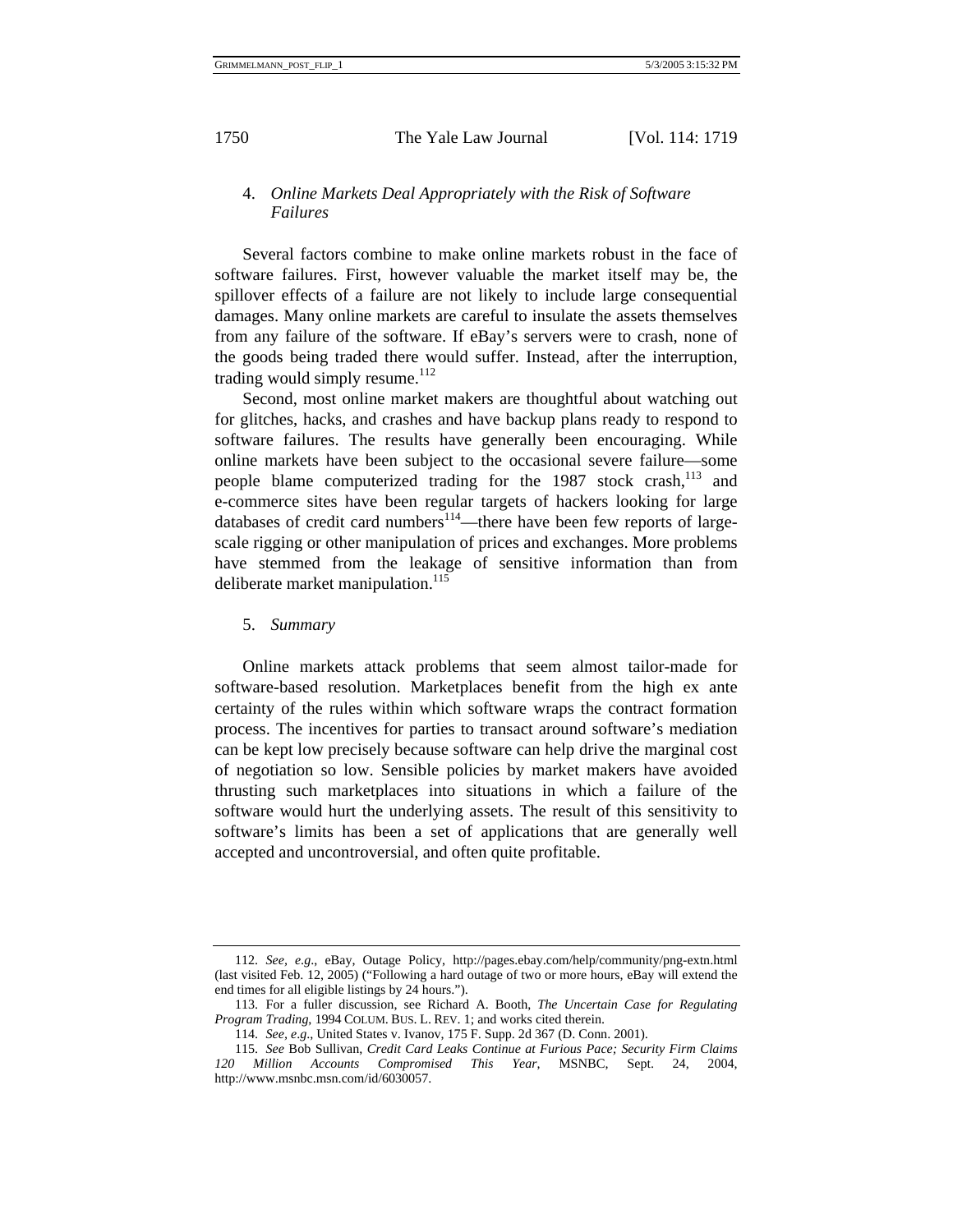#### 4. *Online Markets Deal Appropriately with the Risk of Software Failures*

Several factors combine to make online markets robust in the face of software failures. First, however valuable the market itself may be, the spillover effects of a failure are not likely to include large consequential damages. Many online markets are careful to insulate the assets themselves from any failure of the software. If eBay's servers were to crash, none of the goods being traded there would suffer. Instead, after the interruption, trading would simply resume.[112]

Second, most online market makers are thoughtful about watching out for glitches, hacks, and crashes and have backup plans ready to respond to software failures. The results have generally been encouraging. While online markets have been subject to the occasional severe failure—some people blame computerized trading for the 1987 stock crash,[113] and e-commerce sites have been regular targets of hackers looking for large databases of credit card numbers[114]—there have been few reports of large-scale rigging or other manipulation of prices and exchanges. More problems have stemmed from the leakage of sensitive information than from deliberate market manipulation.[115]

#### 5. *Summary*

Online markets attack problems that seem almost tailor-made for software-based resolution. Marketplaces benefit from the high ex ante certainty of the rules within which software wraps the contract formation process. The incentives for parties to transact around software's mediation can be kept low precisely because software can help drive the marginal cost of negotiation so low. Sensible policies by market makers have avoided thrusting such marketplaces into situations in which a failure of the software would hurt the underlying assets. The result of this sensitivity to software's limits has been a set of applications that are generally well accepted and uncontroversial, and often quite profitable.

---

112. *See, e.g.*, eBay, Outage Policy, http://pages.ebay.com/help/community/png-extn.html (last visited Feb. 12, 2005) ("Following a hard outage of two or more hours, eBay will extend the end times for all eligible listings by 24 hours.").

113. For a fuller discussion, see Richard A. Booth, *The Uncertain Case for Regulating Program Trading*, 1994 COLUM. BUS. L. REV. 1; and works cited therein.

114. *See, e.g.*, United States v. Ivanov, 175 F. Supp. 2d 367 (D. Conn. 2001).

115. *See* Bob Sullivan, *Credit Card Leaks Continue at Furious Pace; Security Firm Claims 120 Million Accounts Compromised This Year*, MSNBC, Sept. 24, 2004, http://www.msnbc.msn.com/id/6030057.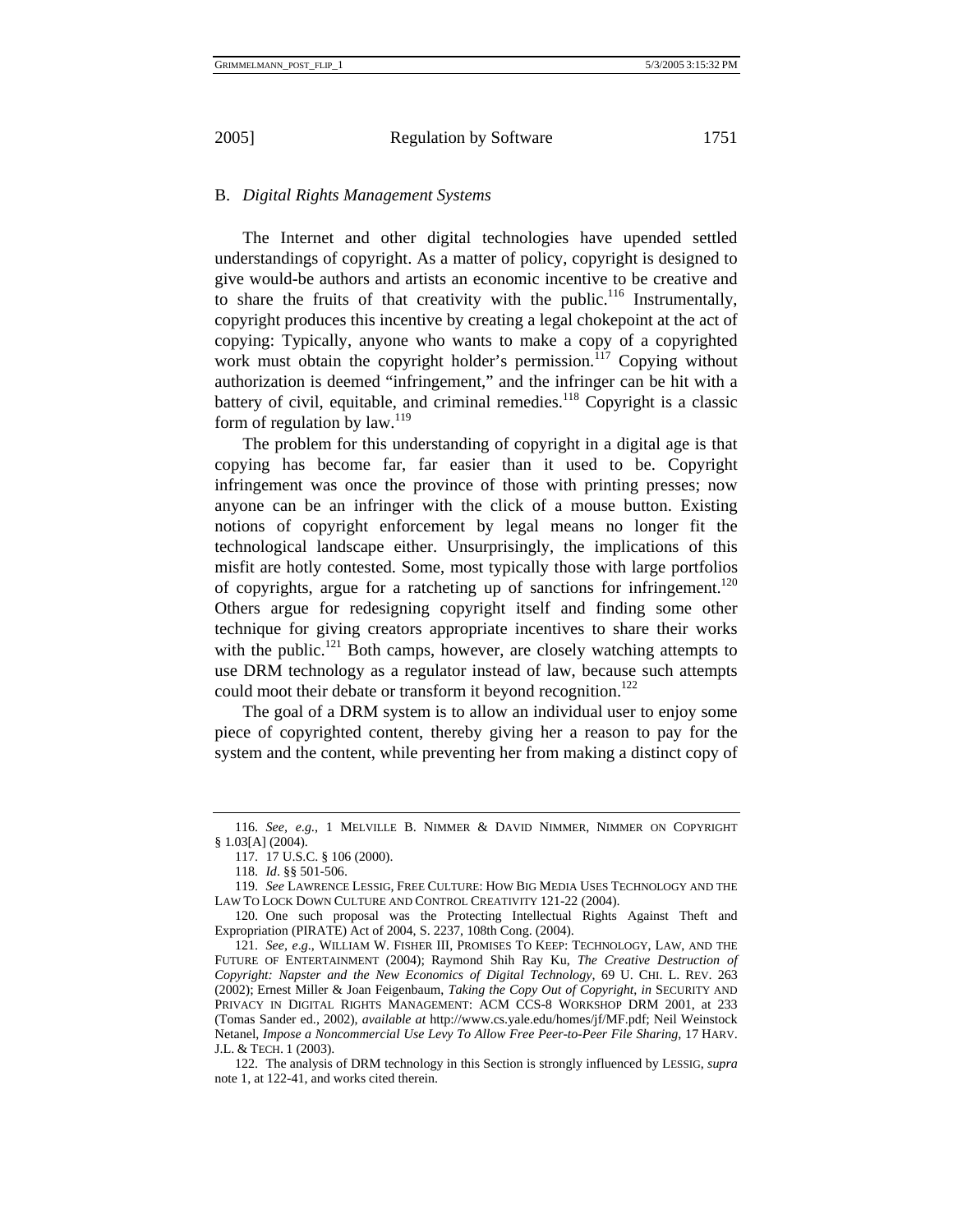## B. *Digital Rights Management Systems*

The Internet and other digital technologies have upended settled understandings of copyright. As a matter of policy, copyright is designed to give would-be authors and artists an economic incentive to be creative and to share the fruits of that creativity with the public.[116] Instrumentally, copyright produces this incentive by creating a legal chokepoint at the act of copying: Typically, anyone who wants to make a copy of a copyrighted work must obtain the copyright holder's permission.[117] Copying without authorization is deemed "infringement," and the infringer can be hit with a battery of civil, equitable, and criminal remedies.[118] Copyright is a classic form of regulation by law.[119]

The problem for this understanding of copyright in a digital age is that copying has become far, far easier than it used to be. Copyright infringement was once the province of those with printing presses; now anyone can be an infringer with the click of a mouse button. Existing notions of copyright enforcement by legal means no longer fit the technological landscape either. Unsurprisingly, the implications of this misfit are hotly contested. Some, most typically those with large portfolios of copyrights, argue for a ratcheting up of sanctions for infringement.[120] Others argue for redesigning copyright itself and finding some other technique for giving creators appropriate incentives to share their works with the public.[121] Both camps, however, are closely watching attempts to use DRM technology as a regulator instead of law, because such attempts could moot their debate or transform it beyond recognition.[122]

The goal of a DRM system is to allow an individual user to enjoy some piece of copyrighted content, thereby giving her a reason to pay for the system and the content, while preventing her from making a distinct copy of

---

116. *See, e.g.*, 1 MELVILLE B. NIMMER & DAVID NIMMER, NIMMER ON COPYRIGHT § 1.03[A] (2004).

117. 17 U.S.C. § 106 (2000).

118. *Id*. §§ 501-506.

119. *See* LAWRENCE LESSIG, FREE CULTURE: HOW BIG MEDIA USES TECHNOLOGY AND THE LAW TO LOCK DOWN CULTURE AND CONTROL CREATIVITY 121-22 (2004).

120. One such proposal was the Protecting Intellectual Rights Against Theft and Expropriation (PIRATE) Act of 2004, S. 2237, 108th Cong. (2004).

121. *See, e.g*., WILLIAM W. FISHER III, PROMISES TO KEEP: TECHNOLOGY, LAW, AND THE FUTURE OF ENTERTAINMENT (2004); Raymond Shih Ray Ku, *The Creative Destruction of Copyright: Napster and the New Economics of Digital Technology*, 69 U. CHI. L. REV. 263 (2002); Ernest Miller & Joan Feigenbaum, *Taking the Copy Out of Copyright*, *in* SECURITY AND PRIVACY IN DIGITAL RIGHTS MANAGEMENT: ACM CCS-8 WORKSHOP DRM 2001, at 233 (Tomas Sander ed., 2002), *available at* http://www.cs.yale.edu/homes/jf/MF.pdf; Neil Weinstock Netanel, *Impose a Noncommercial Use Levy To Allow Free Peer-to-Peer File Sharing*, 17 HARV. J.L. & TECH. 1 (2003).

122. The analysis of DRM technology in this Section is strongly influenced by LESSIG, *supra* note 1, at 122-41, and works cited therein.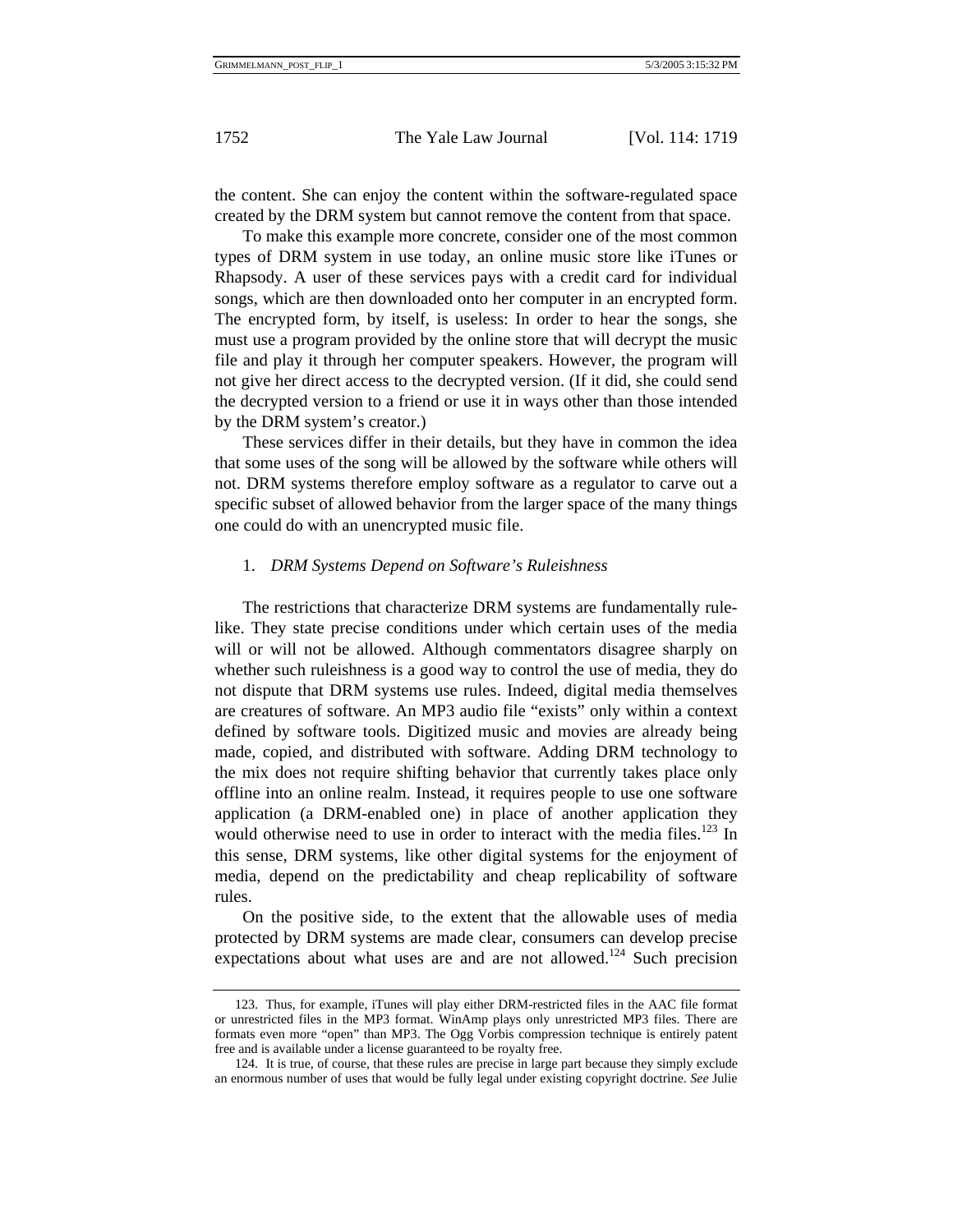the content. She can enjoy the content within the software-regulated space created by the DRM system but cannot remove the content from that space.

To make this example more concrete, consider one of the most common types of DRM system in use today, an online music store like iTunes or Rhapsody. A user of these services pays with a credit card for individual songs, which are then downloaded onto her computer in an encrypted form. The encrypted form, by itself, is useless: In order to hear the songs, she must use a program provided by the online store that will decrypt the music file and play it through her computer speakers. However, the program will not give her direct access to the decrypted version. (If it did, she could send the decrypted version to a friend or use it in ways other than those intended by the DRM system's creator.)

These services differ in their details, but they have in common the idea that some uses of the song will be allowed by the software while others will not. DRM systems therefore employ software as a regulator to carve out a specific subset of allowed behavior from the larger space of the many things one could do with an unencrypted music file.

### 1. *DRM Systems Depend on Software's Ruleishness*

The restrictions that characterize DRM systems are fundamentally rule-like. They state precise conditions under which certain uses of the media will or will not be allowed. Although commentators disagree sharply on whether such ruleishness is a good way to control the use of media, they do not dispute that DRM systems use rules. Indeed, digital media themselves are creatures of software. An MP3 audio file "exists" only within a context defined by software tools. Digitized music and movies are already being made, copied, and distributed with software. Adding DRM technology to the mix does not require shifting behavior that currently takes place only offline into an online realm. Instead, it requires people to use one software application (a DRM-enabled one) in place of another application they would otherwise need to use in order to interact with the media files.[123] In this sense, DRM systems, like other digital systems for the enjoyment of media, depend on the predictability and cheap replicability of software rules.

On the positive side, to the extent that the allowable uses of media protected by DRM systems are made clear, consumers can develop precise expectations about what uses are and are not allowed.[124] Such precision

---

123. Thus, for example, iTunes will play either DRM-restricted files in the AAC file format or unrestricted files in the MP3 format. WinAmp plays only unrestricted MP3 files. There are formats even more "open" than MP3. The Ogg Vorbis compression technique is entirely patent free and is available under a license guaranteed to be royalty free.

124. It is true, of course, that these rules are precise in large part because they simply exclude an enormous number of uses that would be fully legal under existing copyright doctrine. *See* Julie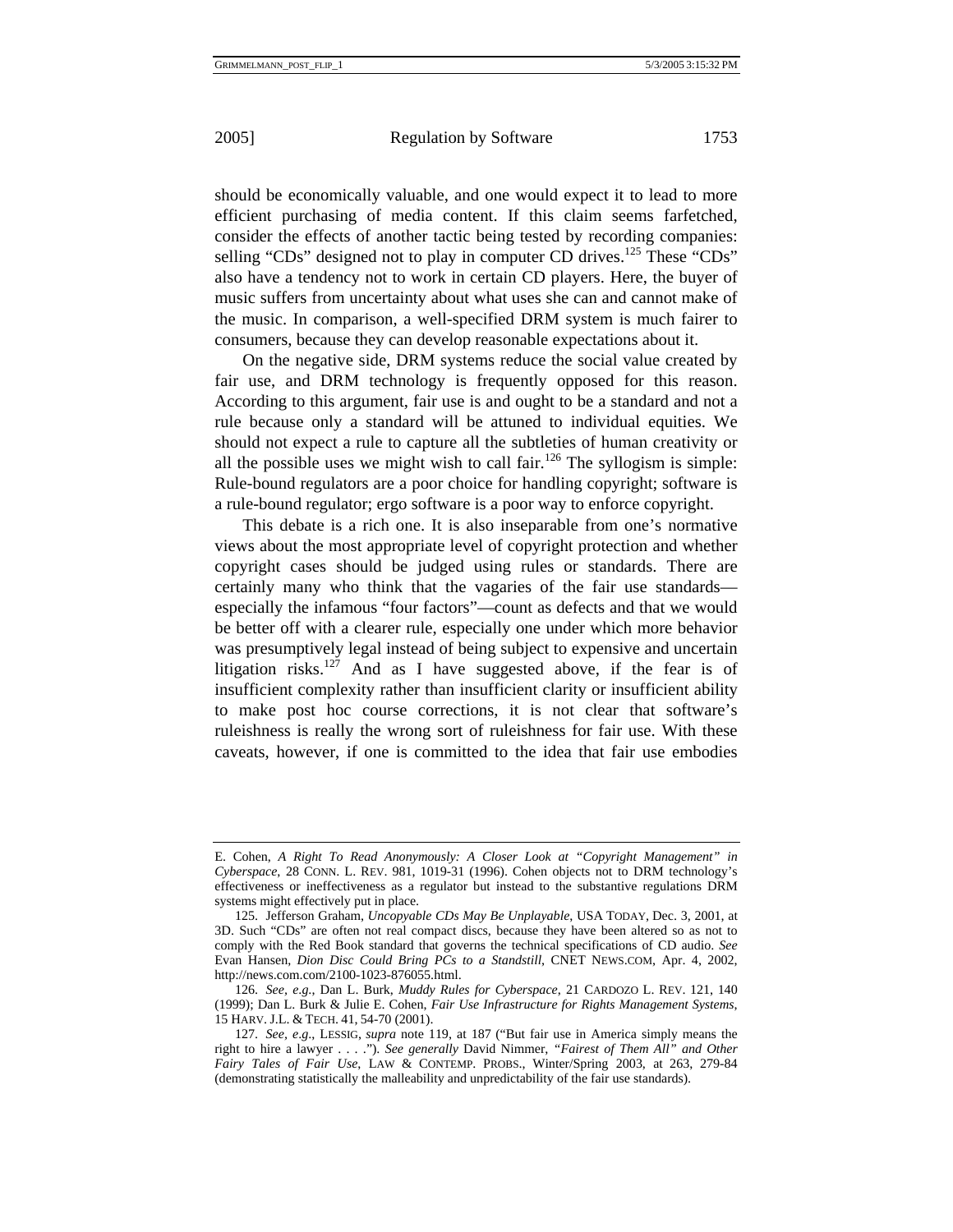should be economically valuable, and one would expect it to lead to more efficient purchasing of media content. If this claim seems farfetched, consider the effects of another tactic being tested by recording companies: selling "CDs" designed not to play in computer CD drives.[125] These "CDs" also have a tendency not to work in certain CD players. Here, the buyer of music suffers from uncertainty about what uses she can and cannot make of the music. In comparison, a well-specified DRM system is much fairer to consumers, because they can develop reasonable expectations about it.

On the negative side, DRM systems reduce the social value created by fair use, and DRM technology is frequently opposed for this reason. According to this argument, fair use is and ought to be a standard and not a rule because only a standard will be attuned to individual equities. We should not expect a rule to capture all the subtleties of human creativity or all the possible uses we might wish to call fair.[126] The syllogism is simple: Rule-bound regulators are a poor choice for handling copyright; software is a rule-bound regulator; ergo software is a poor way to enforce copyright.

This debate is a rich one. It is also inseparable from one's normative views about the most appropriate level of copyright protection and whether copyright cases should be judged using rules or standards. There are certainly many who think that the vagaries of the fair use standards—especially the infamous "four factors"—count as defects and that we would be better off with a clearer rule, especially one under which more behavior was presumptively legal instead of being subject to expensive and uncertain litigation risks.[127] And as I have suggested above, if the fear is of insufficient complexity rather than insufficient clarity or insufficient ability to make post hoc course corrections, it is not clear that software's ruleishness is really the wrong sort of ruleishness for fair use. With these caveats, however, if one is committed to the idea that fair use embodies

---

E. Cohen, *A Right To Read Anonymously: A Closer Look at "Copyright Management" in Cyberspace*, 28 CONN. L. REV. 981, 1019-31 (1996). Cohen objects not to DRM technology's effectiveness or ineffectiveness as a regulator but instead to the substantive regulations DRM systems might effectively put in place.

125. Jefferson Graham, *Uncopyable CDs May Be Unplayable*, USA TODAY, Dec. 3, 2001, at 3D. Such "CDs" are often not real compact discs, because they have been altered so as not to comply with the Red Book standard that governs the technical specifications of CD audio. *See* Evan Hansen, *Dion Disc Could Bring PCs to a Standstill*, CNET NEWS.COM, Apr. 4, 2002, http://news.com.com/2100-1023-876055.html.

126. *See, e.g.*, Dan L. Burk, *Muddy Rules for Cyberspace*, 21 CARDOZO L. REV. 121, 140 (1999); Dan L. Burk & Julie E. Cohen, *Fair Use Infrastructure for Rights Management Systems*, 15 HARV. J.L. & TECH. 41, 54-70 (2001).

127. *See, e.g.*, LESSIG, *supra* note 119, at 187 ("But fair use in America simply means the right to hire a lawyer . . . ."). *See generally* David Nimmer, *"Fairest of Them All" and Other Fairy Tales of Fair Use*, LAW & CONTEMP. PROBS., Winter/Spring 2003, at 263, 279-84 (demonstrating statistically the malleability and unpredictability of the fair use standards).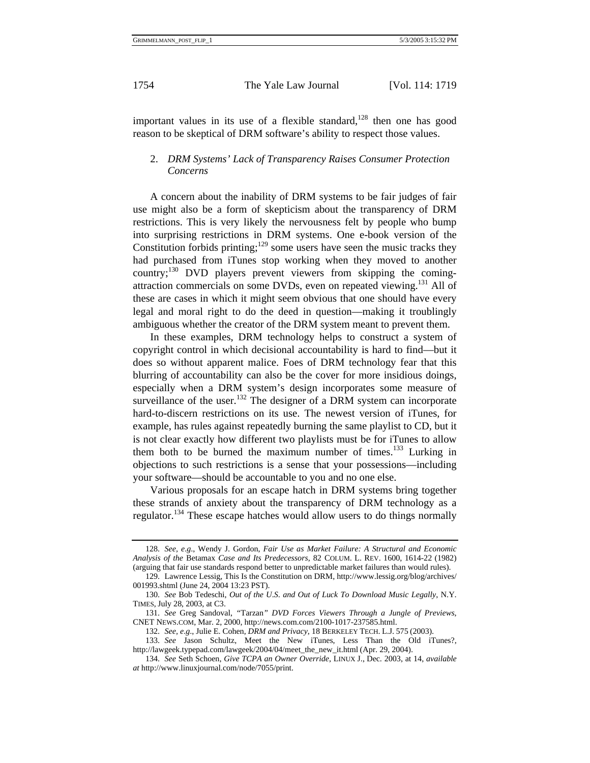important values in its use of a flexible standard,[128] then one has good reason to be skeptical of DRM software's ability to respect those values.

### 2. *DRM Systems' Lack of Transparency Raises Consumer Protection Concerns*

A concern about the inability of DRM systems to be fair judges of fair use might also be a form of skepticism about the transparency of DRM restrictions. This is very likely the nervousness felt by people who bump into surprising restrictions in DRM systems. One e-book version of the Constitution forbids printing;[129] some users have seen the music tracks they had purchased from iTunes stop working when they moved to another country;[130] DVD players prevent viewers from skipping the coming-attraction commercials on some DVDs, even on repeated viewing.[131] All of these are cases in which it might seem obvious that one should have every legal and moral right to do the deed in question—making it troublingly ambiguous whether the creator of the DRM system meant to prevent them.

In these examples, DRM technology helps to construct a system of copyright control in which decisional accountability is hard to find—but it does so without apparent malice. Foes of DRM technology fear that this blurring of accountability can also be the cover for more insidious doings, especially when a DRM system's design incorporates some measure of surveillance of the user.[132] The designer of a DRM system can incorporate hard-to-discern restrictions on its use. The newest version of iTunes, for example, has rules against repeatedly burning the same playlist to CD, but it is not clear exactly how different two playlists must be for iTunes to allow them both to be burned the maximum number of times.[133] Lurking in objections to such restrictions is a sense that your possessions—including your software—should be accountable to you and no one else.

Various proposals for an escape hatch in DRM systems bring together these strands of anxiety about the transparency of DRM technology as a regulator.[134] These escape hatches would allow users to do things normally

---

128. *See, e.g.*, Wendy J. Gordon, *Fair Use as Market Failure: A Structural and Economic Analysis of the* Betamax *Case and Its Predecessors*, 82 COLUM. L. REV. 1600, 1614-22 (1982) (arguing that fair use standards respond better to unpredictable market failures than would rules).

129. Lawrence Lessig, This Is the Constitution on DRM, http://www.lessig.org/blog/archives/001993.shtml (June 24, 2004 13:23 PST).

130. *See* Bob Tedeschi, *Out of the U.S. and Out of Luck To Download Music Legally*, N.Y. TIMES, July 28, 2003, at C3.

131. *See* Greg Sandoval, *"Tarzan" DVD Forces Viewers Through a Jungle of Previews*, CNET NEWS.COM, Mar. 2, 2000, http://news.com.com/2100-1017-237585.html.

132. *See, e.g.*, Julie E. Cohen, *DRM and Privacy*, 18 BERKELEY TECH. L.J. 575 (2003).

133. *See* Jason Schultz, Meet the New iTunes, Less Than the Old iTunes?, http://lawgeek.typepad.com/lawgeek/2004/04/meet_the_new_it.html (Apr. 29, 2004).

134. *See* Seth Schoen, *Give TCPA an Owner Override*, LINUX J., Dec. 2003, at 14, *available at* http://www.linuxjournal.com/node/7055/print.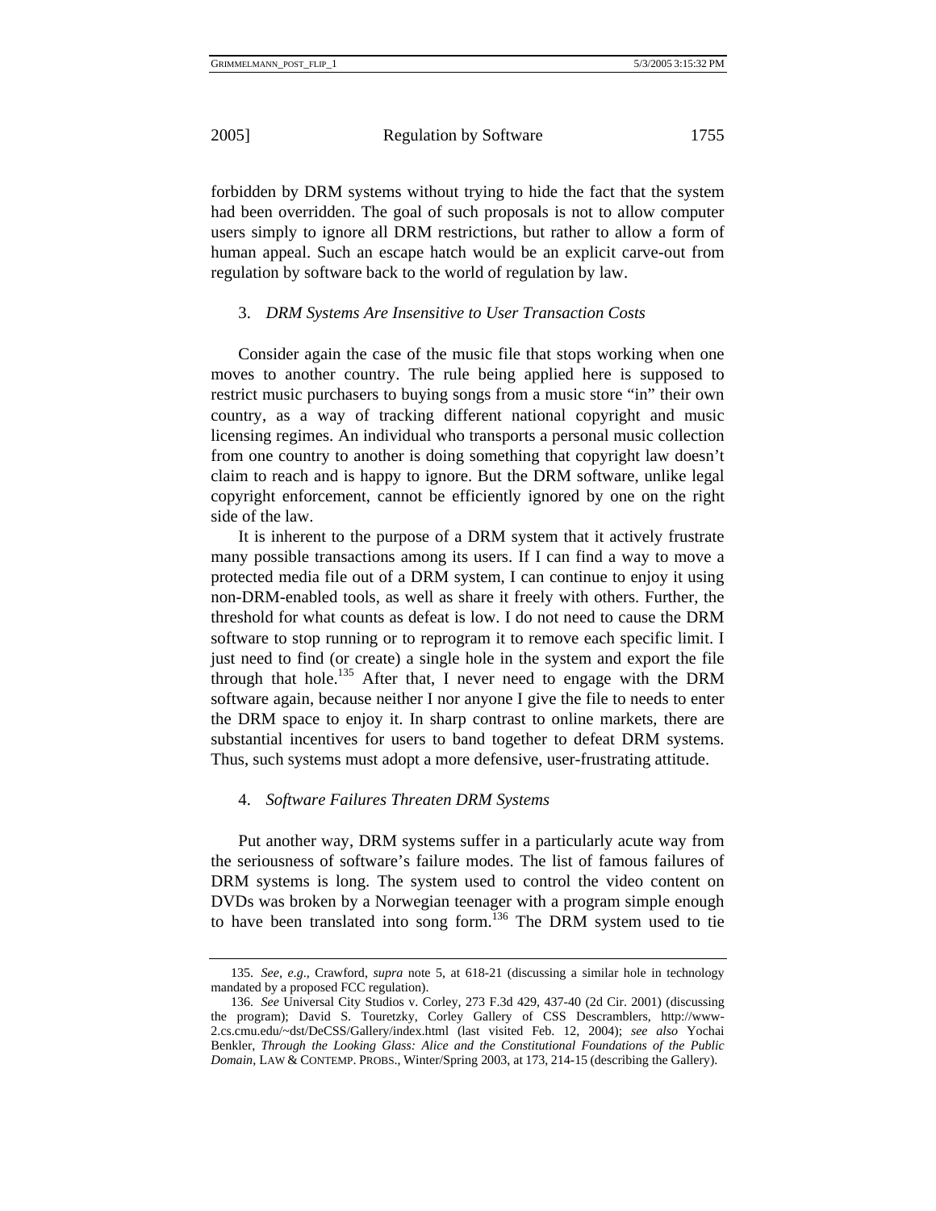forbidden by DRM systems without trying to hide the fact that the system had been overridden. The goal of such proposals is not to allow computer users simply to ignore all DRM restrictions, but rather to allow a form of human appeal. Such an escape hatch would be an explicit carve-out from regulation by software back to the world of regulation by law.

#### 3. *DRM Systems Are Insensitive to User Transaction Costs*

Consider again the case of the music file that stops working when one moves to another country. The rule being applied here is supposed to restrict music purchasers to buying songs from a music store "in" their own country, as a way of tracking different national copyright and music licensing regimes. An individual who transports a personal music collection from one country to another is doing something that copyright law doesn't claim to reach and is happy to ignore. But the DRM software, unlike legal copyright enforcement, cannot be efficiently ignored by one on the right side of the law.

It is inherent to the purpose of a DRM system that it actively frustrate many possible transactions among its users. If I can find a way to move a protected media file out of a DRM system, I can continue to enjoy it using non-DRM-enabled tools, as well as share it freely with others. Further, the threshold for what counts as defeat is low. I do not need to cause the DRM software to stop running or to reprogram it to remove each specific limit. I just need to find (or create) a single hole in the system and export the file through that hole.[135] After that, I never need to engage with the DRM software again, because neither I nor anyone I give the file to needs to enter the DRM space to enjoy it. In sharp contrast to online markets, there are substantial incentives for users to band together to defeat DRM systems. Thus, such systems must adopt a more defensive, user-frustrating attitude.

#### 4. *Software Failures Threaten DRM Systems*

Put another way, DRM systems suffer in a particularly acute way from the seriousness of software's failure modes. The list of famous failures of DRM systems is long. The system used to control the video content on DVDs was broken by a Norwegian teenager with a program simple enough to have been translated into song form.[136] The DRM system used to tie

---

135. *See, e.g.*, Crawford, *supra* note 5, at 618-21 (discussing a similar hole in technology mandated by a proposed FCC regulation).

136. *See* Universal City Studios v. Corley, 273 F.3d 429, 437-40 (2d Cir. 2001) (discussing the program); David S. Touretzky, Corley Gallery of CSS Descramblers, http://www-2.cs.cmu.edu/~dst/DeCSS/Gallery/index.html (last visited Feb. 12, 2004); *see also* Yochai Benkler, *Through the Looking Glass: Alice and the Constitutional Foundations of the Public Domain*, LAW & CONTEMP. PROBS., Winter/Spring 2003, at 173, 214-15 (describing the Gallery).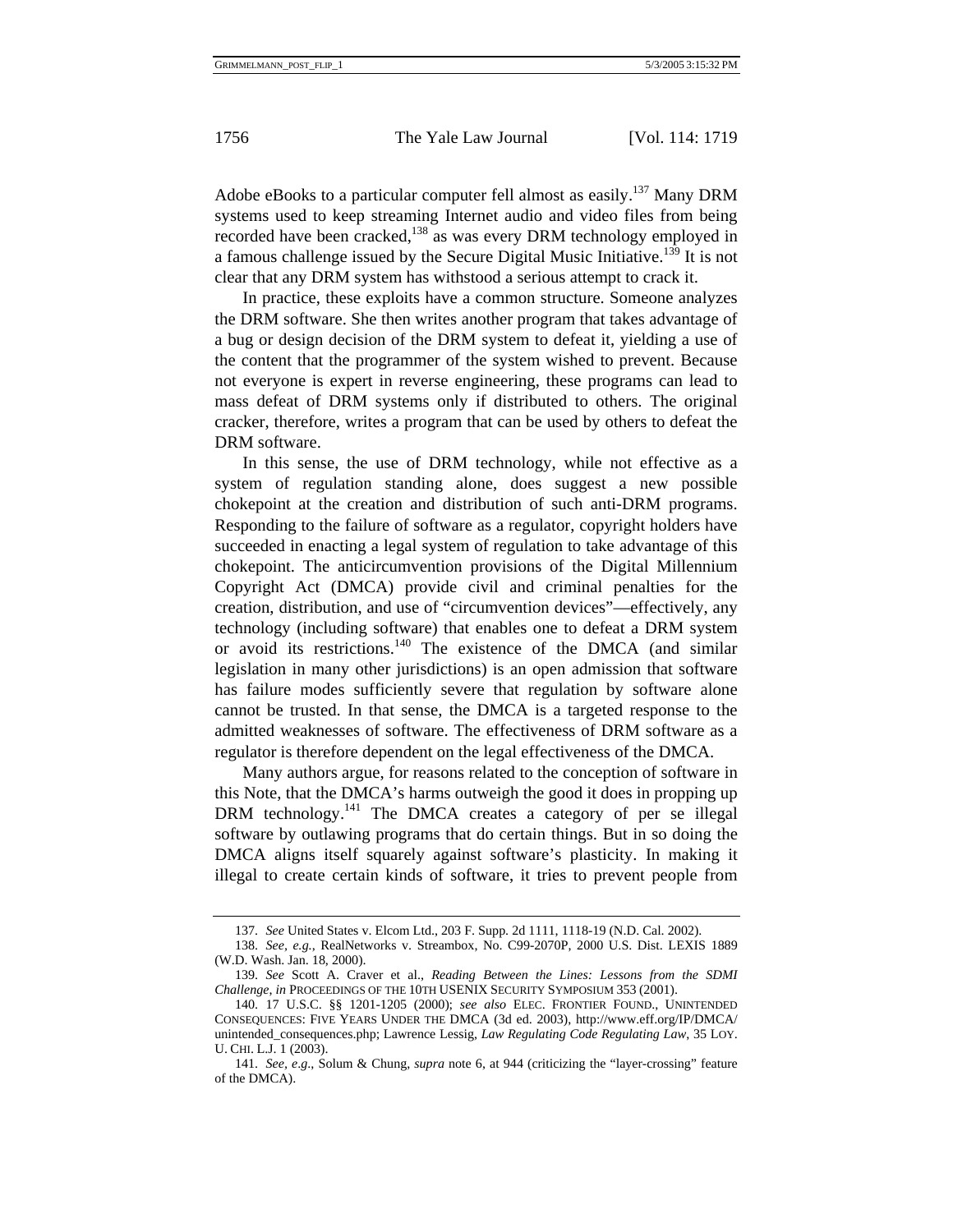Adobe eBooks to a particular computer fell almost as easily.[137] Many DRM systems used to keep streaming Internet audio and video files from being recorded have been cracked,[138] as was every DRM technology employed in a famous challenge issued by the Secure Digital Music Initiative.[139] It is not clear that any DRM system has withstood a serious attempt to crack it.

In practice, these exploits have a common structure. Someone analyzes the DRM software. She then writes another program that takes advantage of a bug or design decision of the DRM system to defeat it, yielding a use of the content that the programmer of the system wished to prevent. Because not everyone is expert in reverse engineering, these programs can lead to mass defeat of DRM systems only if distributed to others. The original cracker, therefore, writes a program that can be used by others to defeat the DRM software.

In this sense, the use of DRM technology, while not effective as a system of regulation standing alone, does suggest a new possible chokepoint at the creation and distribution of such anti-DRM programs. Responding to the failure of software as a regulator, copyright holders have succeeded in enacting a legal system of regulation to take advantage of this chokepoint. The anticircumvention provisions of the Digital Millennium Copyright Act (DMCA) provide civil and criminal penalties for the creation, distribution, and use of "circumvention devices"—effectively, any technology (including software) that enables one to defeat a DRM system or avoid its restrictions.[140] The existence of the DMCA (and similar legislation in many other jurisdictions) is an open admission that software has failure modes sufficiently severe that regulation by software alone cannot be trusted. In that sense, the DMCA is a targeted response to the admitted weaknesses of software. The effectiveness of DRM software as a regulator is therefore dependent on the legal effectiveness of the DMCA.

Many authors argue, for reasons related to the conception of software in this Note, that the DMCA's harms outweigh the good it does in propping up DRM technology.[141] The DMCA creates a category of per se illegal software by outlawing programs that do certain things. But in so doing the DMCA aligns itself squarely against software's plasticity. In making it illegal to create certain kinds of software, it tries to prevent people from

---

137. *See* United States v. Elcom Ltd., 203 F. Supp. 2d 1111, 1118-19 (N.D. Cal. 2002).

138. *See, e.g.*, RealNetworks v. Streambox, No. C99-2070P, 2000 U.S. Dist. LEXIS 1889 (W.D. Wash. Jan. 18, 2000).

139. *See* Scott A. Craver et al., *Reading Between the Lines: Lessons from the SDMI Challenge*, *in* PROCEEDINGS OF THE 10TH USENIX SECURITY SYMPOSIUM 353 (2001).

140. 17 U.S.C. §§ 1201-1205 (2000); *see also* ELEC. FRONTIER FOUND., UNINTENDED CONSEQUENCES: FIVE YEARS UNDER THE DMCA (3d ed. 2003), http://www.eff.org/IP/DMCA/unintended_consequences.php; Lawrence Lessig, *Law Regulating Code Regulating Law*, 35 LOY. U. CHI. L.J. 1 (2003).

141. *See, e.g.*, Solum & Chung, *supra* note 6, at 944 (criticizing the "layer-crossing" feature of the DMCA).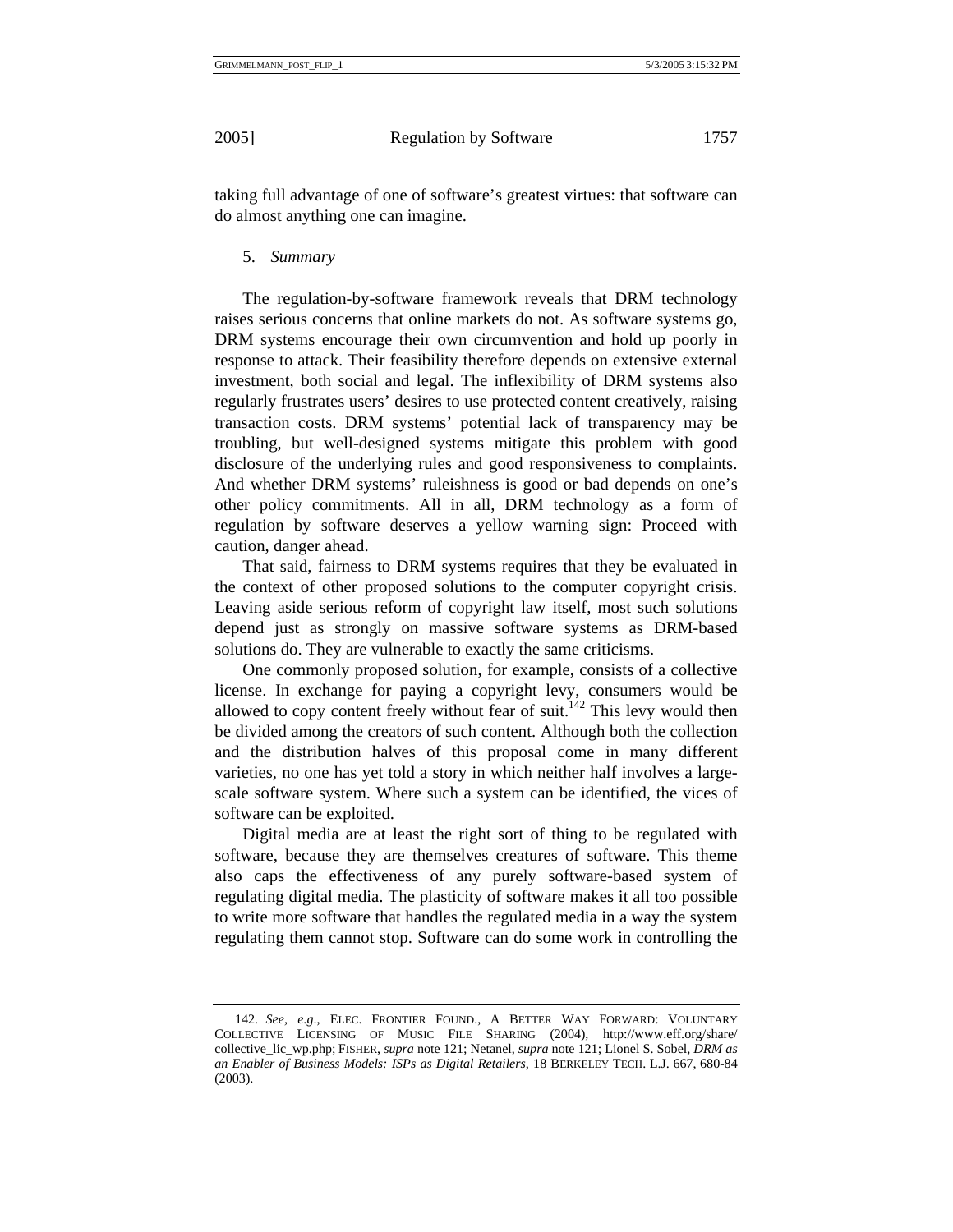taking full advantage of one of software's greatest virtues: that software can do almost anything one can imagine.

5. *Summary*

The regulation-by-software framework reveals that DRM technology raises serious concerns that online markets do not. As software systems go, DRM systems encourage their own circumvention and hold up poorly in response to attack. Their feasibility therefore depends on extensive external investment, both social and legal. The inflexibility of DRM systems also regularly frustrates users' desires to use protected content creatively, raising transaction costs. DRM systems' potential lack of transparency may be troubling, but well-designed systems mitigate this problem with good disclosure of the underlying rules and good responsiveness to complaints. And whether DRM systems' ruleishness is good or bad depends on one's other policy commitments. All in all, DRM technology as a form of regulation by software deserves a yellow warning sign: Proceed with caution, danger ahead.

That said, fairness to DRM systems requires that they be evaluated in the context of other proposed solutions to the computer copyright crisis. Leaving aside serious reform of copyright law itself, most such solutions depend just as strongly on massive software systems as DRM-based solutions do. They are vulnerable to exactly the same criticisms.

One commonly proposed solution, for example, consists of a collective license. In exchange for paying a copyright levy, consumers would be allowed to copy content freely without fear of suit.[142] This levy would then be divided among the creators of such content. Although both the collection and the distribution halves of this proposal come in many different varieties, no one has yet told a story in which neither half involves a large-scale software system. Where such a system can be identified, the vices of software can be exploited.

Digital media are at least the right sort of thing to be regulated with software, because they are themselves creatures of software. This theme also caps the effectiveness of any purely software-based system of regulating digital media. The plasticity of software makes it all too possible to write more software that handles the regulated media in a way the system regulating them cannot stop. Software can do some work in controlling the

---

142. *See, e.g.*, ELEC. FRONTIER FOUND., A BETTER WAY FORWARD: VOLUNTARY COLLECTIVE LICENSING OF MUSIC FILE SHARING (2004), http://www.eff.org/share/collective_lic_wp.php; FISHER, *supra* note 121; Netanel, *supra* note 121; Lionel S. Sobel, *DRM as an Enabler of Business Models: ISPs as Digital Retailers*, 18 BERKELEY TECH. L.J. 667, 680-84 (2003).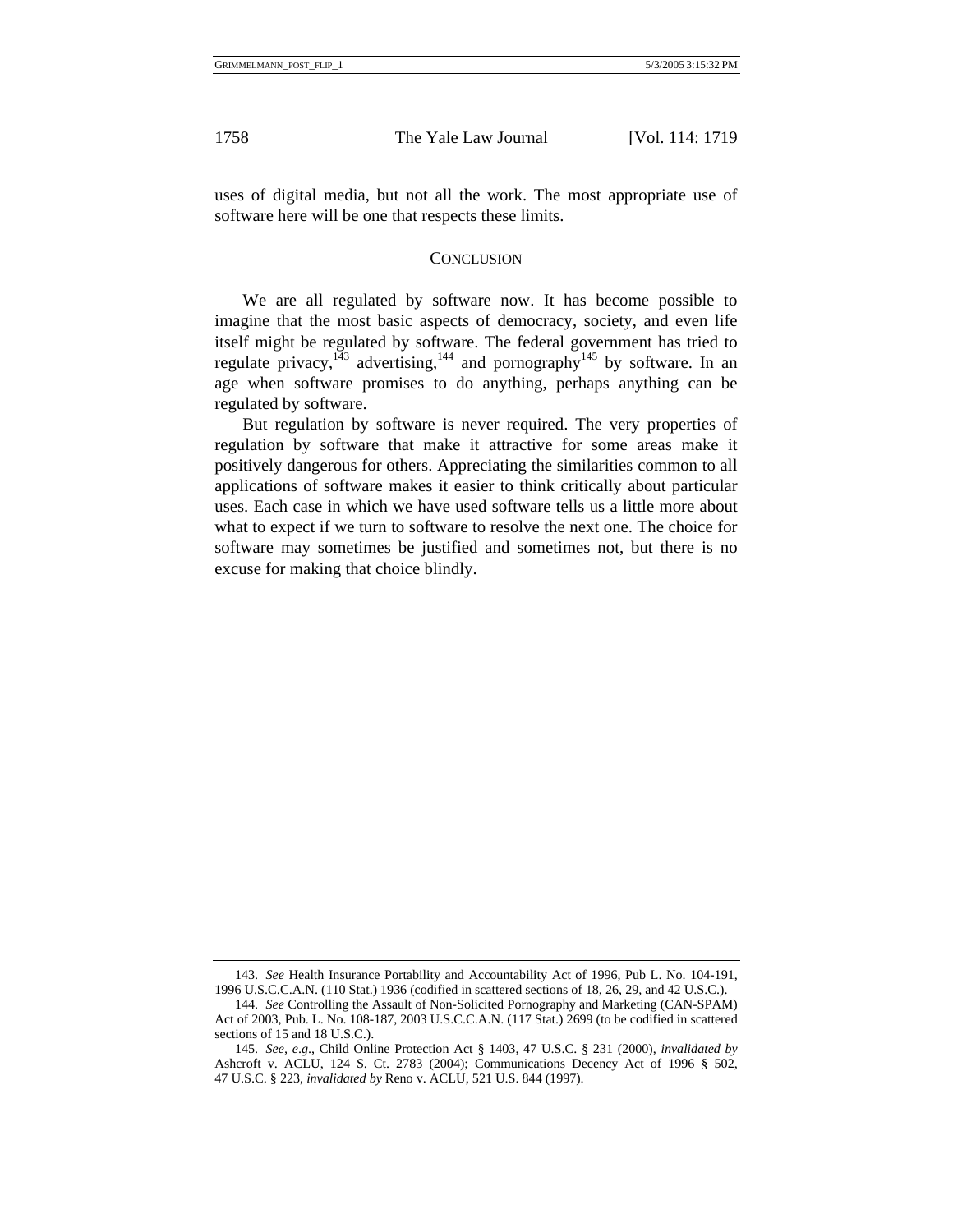uses of digital media, but not all the work. The most appropriate use of software here will be one that respects these limits.

## CONCLUSION

We are all regulated by software now. It has become possible to imagine that the most basic aspects of democracy, society, and even life itself might be regulated by software. The federal government has tried to regulate privacy,[143] advertising,[144] and pornography[145] by software. In an age when software promises to do anything, perhaps anything can be regulated by software.

But regulation by software is never required. The very properties of regulation by software that make it attractive for some areas make it positively dangerous for others. Appreciating the similarities common to all applications of software makes it easier to think critically about particular uses. Each case in which we have used software tells us a little more about what to expect if we turn to software to resolve the next one. The choice for software may sometimes be justified and sometimes not, but there is no excuse for making that choice blindly.

---

143. *See* Health Insurance Portability and Accountability Act of 1996, Pub L. No. 104-191, 1996 U.S.C.C.A.N. (110 Stat.) 1936 (codified in scattered sections of 18, 26, 29, and 42 U.S.C.).

144. *See* Controlling the Assault of Non-Solicited Pornography and Marketing (CAN-SPAM) Act of 2003, Pub. L. No. 108-187, 2003 U.S.C.C.A.N. (117 Stat.) 2699 (to be codified in scattered sections of 15 and 18 U.S.C.).

145. *See, e.g.*, Child Online Protection Act § 1403, 47 U.S.C. § 231 (2000), *invalidated by* Ashcroft v. ACLU, 124 S. Ct. 2783 (2004); Communications Decency Act of 1996 § 502, 47 U.S.C. § 223, *invalidated by* Reno v. ACLU, 521 U.S. 844 (1997).